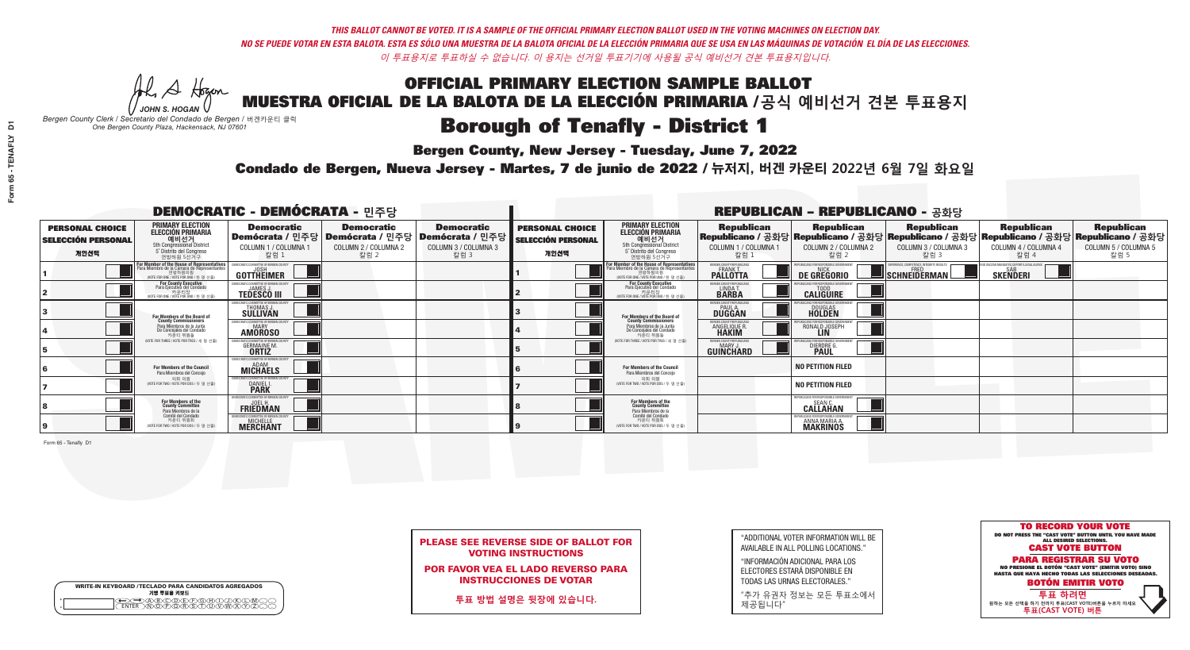*THIS BALLOT CANNOT BE VOTED. IT IS A SAMPLE OF THE OFFICIAL PRIMARY ELECTION BALLOT USED IN THE VOTING MACHINES ON ELECTION DAY.*
*NO SE PUEDE VOTAR EN ESTA BALOTA. ESTA ES SÓLO UNA MUESTRA DE LA BALOTA OFICIAL DE LA ELECCIÓN PRIMARIA QUE SE USA EN LAS MÁQUINAS DE VOTACIÓN EL DÍA DE LAS ELECCIONES.*
*이 투표용지로 투표하실 수 없습니다. 이 용지는 선거일 투표기기에 사용될 공식 예비선거 견본 투표용지입니다.*

JOHN S. HOGAN
*Bergen County Clerk / Secretario del Condado de Bergen / 버겐카운티 클럭*
*One Bergen County Plaza, Hackensack, NJ 07601*

# OFFICIAL PRIMARY ELECTION SAMPLE BALLOT
# MUESTRA OFICIAL DE LA BALOTA DE LA ELECCIÓN PRIMARIA /공식 예비선거 견본 투표용지
# Borough of Tenafly - District 1

**Bergen County, New Jersey - Tuesday, June 7, 2022**

**Condado de Bergen, Nueva Jersey - Martes, 7 de junio de 2022 / 뉴저지, 버겐 카운티 2022년 6월 7일 화요일**

## DEMOCRATIC - DEMÓCRATA - 민주당

| PERSONAL CHOICE / SELECCIÓN PERSONAL / 개인선택 | PRIMARY ELECTION / ELECCIÓN PRIMARIA / 예비선거 (5th Congressional District / 5° Distrito del Congreso / 연방하원 5선거구) | Democratic / Demócrata / 민주당 COLUMN 1 / COLUMNA 1 / 칼럼 1 | Democratic / Demócrata / 민주당 COLUMN 2 / COLUMNA 2 / 칼럼 2 | Democratic / Demócrata / 민주당 COLUMN 3 / COLUMNA 3 / 칼럼 3 |
|---|---|---|---|---|
| 1 | For Member of the House of Representatives / Para Miembro de la Cámara de Representantes / 연방하원의원 (VOTE FOR ONE / VOTE POR UNO / 한 명 선출) | JOSH GOTTHEIMER | | |
| 2 | For County Executive / Para Ejecutivo del Condado / 카운티장 (VOTE FOR ONE / VOTE POR UNO / 한 명 선출) | JAMES J. TEDESCO III | | |
| 3 | For Members of the Board of County Commissioners / Para Miembros de la Junta De Concejales del Condado / 카운티 위원들 (VOTE FOR THREE / VOTE POR TRES / 세 명 선출) | THOMAS J. SULLIVAN | | |
| 4 | | MARY AMOROSO | | |
| 5 | | GERMAINE M. ORTIZ | | |
| 6 | For Members of the Council / Para Miembros del Concejo / 의회 의원 (VOTE FOR TWO / VOTE POR DOS / 두 명 선출) | ADAM MICHAELS | | |
| 7 | | DANIEL I. PARK | | |
| 8 | For Members of the County Committee / Para Miembros de la Comité del Condado / 카운티 위원회 (VOTE FOR TWO / VOTE POR DOS / 두 명 선출) | JOEL H. FRIEDMAN | | |
| 9 | | MICHELLE MERCHANT | | |

## REPUBLICAN - REPUBLICANO - 공화당

| PERSONAL CHOICE / SELECCIÓN PERSONAL / 개인선택 | PRIMARY ELECTION / ELECCIÓN PRIMARIA / 예비선거 (5th Congressional District / 5° Distrito del Congreso / 연방하원 5선거구) | Republican / Republicano / 공화당 COLUMN 1 / COLUMNA 1 / 칼럼 1 | Republican / Republicano / 공화당 COLUMN 2 / COLUMNA 2 / 칼럼 2 | Republican / Republicano / 공화당 COLUMN 3 / COLUMNA 3 / 칼럼 3 | Republican / Republicano / 공화당 COLUMN 4 / COLUMNA 4 / 칼럼 4 | Republican / Republicano / 공화당 COLUMN 5 / COLUMNA 5 / 칼럼 5 |
|---|---|---|---|---|---|---|
| 1 | For Member of the House of Representatives / Para Miembro de la Cámara de Representantes / 연방하원의원 (VOTE FOR ONE / VOTE POR UNO / 한 명 선출) | FRANK T. PALLOTTA | NICK DE GREGORIO | FRED SCHNEIDERMAN | SAB SKENDERI | |
| 2 | For County Executive / Para Ejecutivo del Condado / 카운티장 (VOTE FOR ONE / VOTE POR UNO / 한 명 선출) | LINDA T. BARBA | TODD CALIGUIRE | | | |
| 3 | For Members of the Board of County Commissioners / Para Miembros de la Junta De Concejales del Condado / 카운티 위원들 (VOTE FOR THREE / VOTE POR TRES / 세 명 선출) | PAUL A. DUGGAN | DOUGLAS HOLDEN | | | |
| 4 | | ANGELIQUE R. HAKIM | RONALD JOSEPH LIN | | | |
| 5 | | MARY J. GUINCHARD | DIERDRE G. PAUL | | | |
| 6 | For Members of the Council / Para Miembros del Concejo / 의회 의원 (VOTE FOR TWO / VOTE POR DOS / 두 명 선출) | | NO PETITION FILED | | | |
| 7 | | | NO PETITION FILED | | | |
| 8 | For Members of the County Committee / Para Miembros de la Comité del Condado / 카운티 위원회 (VOTE FOR TWO / VOTE POR DOS / 두 명 선출) | | SEAN C. CALLAHAN | | | |
| 9 | | | ANNA MARIA A. MAKRINOS | | | |

Form 65 - Tenafly D1

**PLEASE SEE REVERSE SIDE OF BALLOT FOR VOTING INSTRUCTIONS**

**POR FAVOR VEA EL LADO REVERSO PARA INSTRUCCIONES DE VOTAR**

**투표 방법 설명은 뒷장에 있습니다.**

"ADDITIONAL VOTER INFORMATION WILL BE AVAILABLE IN ALL POLLING LOCATIONS."

"INFORMACIÓN ADICIONAL PARA LOS ELECTORES ESTARÁ DISPONIBLE EN TODAS LAS URNAS ELECTORALES."

"추가 유권자 정보는 모든 투표소에서 제공됩니다"

WRITE-IN KEYBOARD /TECLADO PARA CANDIDATOS AGREGADOS
기명 투표용 키보드

**TO RECORD YOUR VOTE**
DO NOT PRESS THE "CAST VOTE" BUTTON UNTIL YOU HAVE MADE ALL DESIRED SELECTIONS.
**CAST VOTE BUTTON**

**PARA REGISTRAR SU VOTO**
NO PRESIONE EL BOTÓN "CAST VOTE" (EMITIR VOTO) SINO HASTA QUE HAYA HECHO TODAS LAS SELECCIONES DESEADAS.
**BOTÓN EMITIR VOTO**

**투표 하려면**
원하는 모든 선택을 하기 전까지 투표(CAST VOTE)버튼을 누르지 마세요.
**투표(CAST VOTE) 버튼**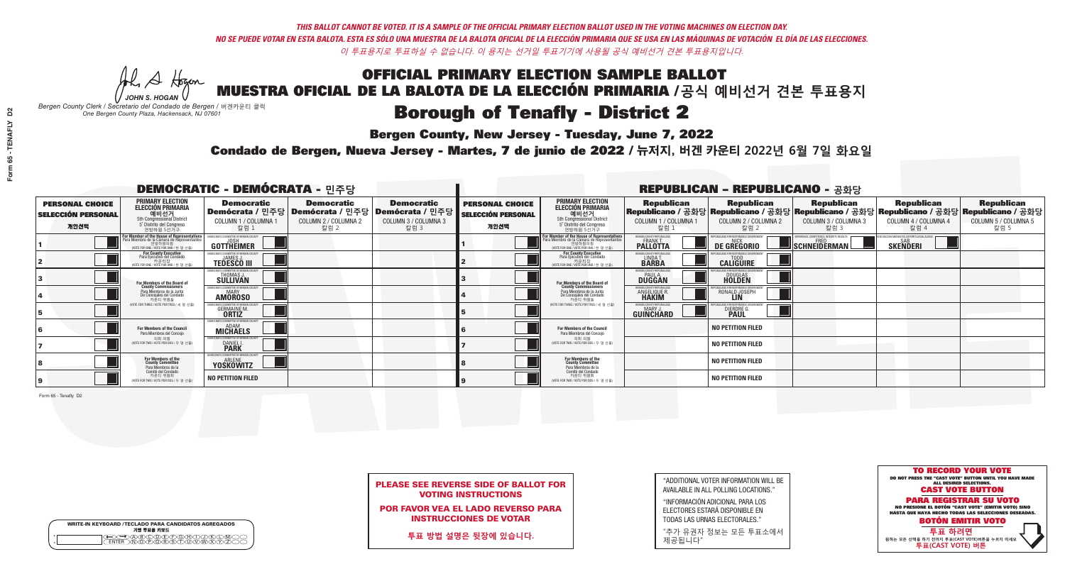*THIS BALLOT CANNOT BE VOTED. IT IS A SAMPLE OF THE OFFICIAL PRIMARY ELECTION BALLOT USED IN THE VOTING MACHINES ON ELECTION DAY.*

*NO SE PUEDE VOTAR EN ESTA BALOTA. ESTA ES SÓLO UNA MUESTRA DE LA BALOTA OFICIAL DE LA ELECCIÓN PRIMARIA QUE SE USA EN LAS MÁQUINAS DE VOTACIÓN EL DÍA DE LAS ELECCIONES.*

*이 투표용지로 투표하실 수 없습니다. 이 용지는 선거일 투표기기에 사용될 공식 예비선거 견본 투표용지입니다.*

JOHN S. HOGAN
*Bergen County Clerk / Secretario del Condado de Bergen / 버겐카운티 클럭*
*One Bergen County Plaza, Hackensack, NJ 07601*

# OFFICIAL PRIMARY ELECTION SAMPLE BALLOT
# MUESTRA OFICIAL DE LA BALOTA DE LA ELECCIÓN PRIMARIA /공식 예비선거 견본 투표용지
# Borough of Tenafly - District 2

**Bergen County, New Jersey - Tuesday, June 7, 2022**

**Condado de Bergen, Nueva Jersey - Martes, 7 de junio de 2022 / 뉴저지, 버겐 카운티 2022년 6월 7일 화요일**

## DEMOCRATIC - DEMÓCRATA - 민주당

| PERSONAL CHOICE / SELECCIÓN PERSONAL / 개인선택 | PRIMARY ELECTION / ELECCIÓN PRIMARIA / 예비선거 | Democratic / Demócrata / 민주당 COLUMN 1 / COLUMNA 1 / 칼럼 1 | Democratic / Demócrata / 민주당 COLUMN 2 / COLUMNA 2 / 칼럼 2 | Democratic / Demócrata / 민주당 COLUMN 3 / COLUMNA 3 / 칼럼 3 |
|---|---|---|---|---|
| 1 | For Member of the House of Representatives (5th Congressional District) (VOTE FOR ONE / VOTE POR UNO / 한 명 선출) | JOSH GOTTHEIMER | | |
| 2 | For County Executive (VOTE FOR ONE / VOTE POR UNO / 한 명 선출) | JAMES J. TEDESCO III | | |
| 3 | For Members of the Board of County Commissioners (VOTE FOR THREE / VOTE POR TRES / 세 명 선출) | THOMAS J. SULLIVAN | | |
| 4 | | MARY AMOROSO | | |
| 5 | | GERMAINE M. ORTIZ | | |
| 6 | For Members of the Council (VOTE FOR TWO / VOTE POR DOS / 두 명 선출) | ADAM MICHAELS | | |
| 7 | | DANIEL I. PARK | | |
| 8 | For Members of the County Committee (VOTE FOR TWO / VOTE POR DOS / 두 명 선출) | ARLENE YOSKOWITZ | | |
| 9 | | NO PETITION FILED | | |

## REPUBLICAN - REPUBLICANO - 공화당

| PERSONAL CHOICE / SELECCIÓN PERSONAL / 개인선택 | PRIMARY ELECTION / ELECCIÓN PRIMARIA / 예비선거 | Republican COLUMN 1 | Republican COLUMN 2 | Republican COLUMN 3 | Republican COLUMN 4 | Republican COLUMN 5 |
|---|---|---|---|---|---|---|
| 1 | For Member of the House of Representatives (5th Congressional District) (VOTE FOR ONE / VOTE POR UNO / 한 명 선출) | FRANK T. PALLOTTA | NICK DE GREGORIO | FRED SCHNEIDERMAN | SAB SKENDERI | |
| 2 | For County Executive (VOTE FOR ONE / VOTE POR UNO / 한 명 선출) | LINDA T. BARBA | TODD CALIGUIRE | | | |
| 3 | For Members of the Board of County Commissioners (VOTE FOR THREE / VOTE POR TRES / 세 명 선출) | PAUL A. DUGGAN | DOUGLAS HOLDEN | | | |
| 4 | | ANGELIQUE R. HAKIM | RONALD JOSEPH LIN | | | |
| 5 | | MARY J. GUINCHARD | DIERDRE G. PAUL | | | |
| 6 | For Members of the Council (VOTE FOR TWO / VOTE POR DOS / 두 명 선출) | | NO PETITION FILED | | | |
| 7 | | | NO PETITION FILED | | | |
| 8 | For Members of the County Committee (VOTE FOR TWO / VOTE POR DOS / 두 명 선출) | | NO PETITION FILED | | | |
| 9 | | | NO PETITION FILED | | | |

**PLEASE SEE REVERSE SIDE OF BALLOT FOR VOTING INSTRUCTIONS**

**POR FAVOR VEA EL LADO REVERSO PARA INSTRUCCIONES DE VOTAR**

**투표 방법 설명은 뒷장에 있습니다.**

"ADDITIONAL VOTER INFORMATION WILL BE AVAILABLE IN ALL POLLING LOCATIONS."

"INFORMACIÓN ADICIONAL PARA LOS ELECTORES ESTARÁ DISPONIBLE EN TODAS LAS URNAS ELECTORALES."

"추가 유권자 정보는 모든 투표소에서 제공됩니다"

**TO RECORD YOUR VOTE**
DO NOT PRESS THE "CAST VOTE" BUTTON UNTIL YOU HAVE MADE ALL DESIRED SELECTIONS.
**CAST VOTE BUTTON**

**PARA REGISTRAR SU VOTO**
NO PRESIONE EL BOTÓN "CAST VOTE" (EMITIR VOTO) SINO HASTA QUE HAYA HECHO TODAS LAS SELECCIONES DESEADAS.
**BOTÓN EMITIR VOTO**

**투표 하려면**
원하는 모든 선택을 하기 전까지 투표(CAST VOTE)버튼을 누르지 마세요.
**투표(CAST VOTE) 버튼**

WRITE-IN KEYBOARD /TECLADO PARA CANDIDATOS AGREGADOS
기명 투표용 키보드

Form 65 - Tenafly D2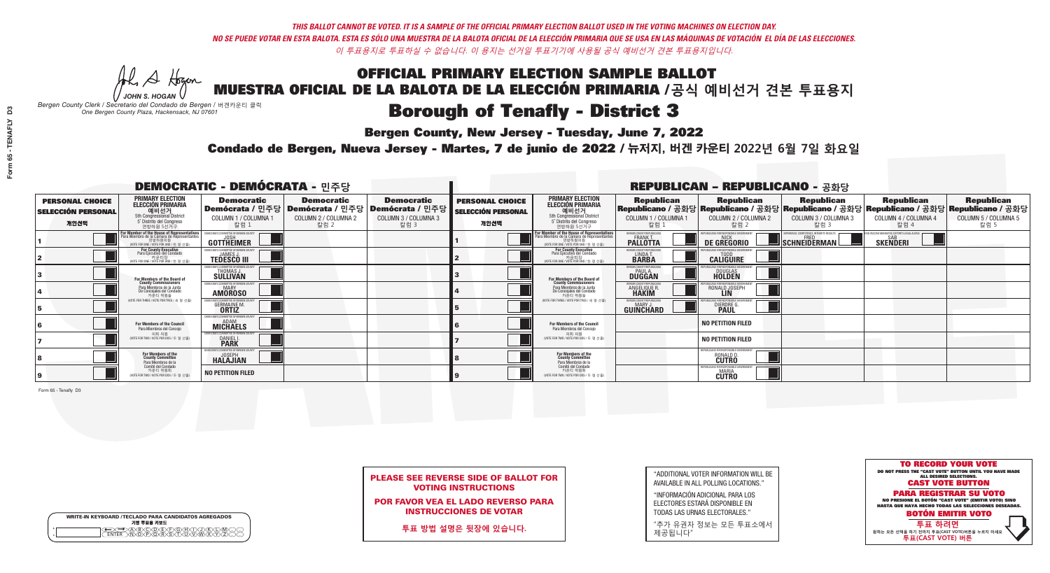*THIS BALLOT CANNOT BE VOTED. IT IS A SAMPLE OF THE OFFICIAL PRIMARY ELECTION BALLOT USED IN THE VOTING MACHINES ON ELECTION DAY.*
*NO SE PUEDE VOTAR EN ESTA BALOTA. ESTA ES SÓLO UNA MUESTRA DE LA BALOTA OFICIAL DE LA ELECCIÓN PRIMARIA QUE SE USA EN LAS MÁQUINAS DE VOTACIÓN EL DÍA DE LAS ELECCIONES.*
*이 투표용지로 투표하실 수 없습니다. 이 용지는 선거일 투표기기에 사용될 공식 예비선거 견본 투표용지입니다.*

JOHN S. HOGAN
*Bergen County Clerk / Secretario del Condado de Bergen / 버겐카운티 클럭*
*One Bergen County Plaza, Hackensack, NJ 07601*

# OFFICIAL PRIMARY ELECTION SAMPLE BALLOT
# MUESTRA OFICIAL DE LA BALOTA DE LA ELECCIÓN PRIMARIA / 공식 예비선거 견본 투표용지
# Borough of Tenafly - District 3

**Bergen County, New Jersey - Tuesday, June 7, 2022**

**Condado de Bergen, Nueva Jersey - Martes, 7 de junio de 2022 / 뉴저지, 버겐 카운티 2022년 6월 7일 화요일**

## DEMOCRATIC - DEMÓCRATA - 민주당

| PERSONAL CHOICE / SELECCIÓN PERSONAL / 개인선택 | PRIMARY ELECTION / ELECCIÓN PRIMARIA / 예비선거 (5th Congressional District / 5° Distrito del Congreso / 연방하원 5선거구) | Democratic / Demócrata / 민주당 COLUMN 1 / COLUMNA 1 / 칼럼 1 | Democratic / Demócrata / 민주당 COLUMN 2 / COLUMNA 2 / 칼럼 2 | Democratic / Demócrata / 민주당 COLUMN 3 / COLUMNA 3 / 칼럼 3 |
|---|---|---|---|---|
| 1 | For Member of the House of Representatives / Para Miembro de la Cámara de Representantes / 연방하원의원 (VOTE FOR ONE / VOTE POR UNO / 한 명 선출) | JOSH GOTTHEIMER | | |
| 2 | For County Executive / Para Ejecutivo del Condado / 카운티장 (VOTE FOR ONE / VOTE POR UNO / 한 명 선출) | JAMES J. TEDESCO III | | |
| 3 | For Members of the Board of County Commissioners / Para Miembros de la Junta De Concejales del Condado / 카운티 위원들 (VOTE FOR THREE / VOTE POR TRES / 세 명 선출) | THOMAS J. SULLIVAN | | |
| 4 | | MARY AMOROSO | | |
| 5 | | GERMAINE M. ORTIZ | | |
| 6 | For Members of the Council / Para Miembros del Concejo / 의회 의원 (VOTE FOR TWO / VOTE POR DOS / 두 명 선출) | ADAM MICHAELS | | |
| 7 | | DANIEL I. PARK | | |
| 8 | For Members of the County Committee / Para Miembros de la Comité del Condado / 카운티 위원회 (VOTE FOR TWO / VOTE POR DOS / 두 명 선출) | JOSEPH HALAJIAN | | |
| 9 | | NO PETITION FILED | | |

## REPUBLICAN - REPUBLICANO - 공화당

| PERSONAL CHOICE / SELECCIÓN PERSONAL / 개인선택 | PRIMARY ELECTION / ELECCIÓN PRIMARIA / 예비선거 (5th Congressional District / 5° Distrito del Congreso / 연방하원 5선거구) | Republican / Republicano / 공화당 COLUMN 1 / COLUMNA 1 / 칼럼 1 | Republican / Republicano / 공화당 COLUMN 2 / COLUMNA 2 / 칼럼 2 | Republican / Republicano / 공화당 COLUMN 3 / COLUMNA 3 / 칼럼 3 | Republican / Republicano / 공화당 COLUMN 4 / COLUMNA 4 / 칼럼 4 | Republican / Republicano / 공화당 COLUMN 5 / COLUMNA 5 / 칼럼 5 |
|---|---|---|---|---|---|---|
| 1 | For Member of the House of Representatives / Para Miembro de la Cámara de Representantes / 연방하원의원 (VOTE FOR ONE / VOTE POR UNO / 한 명 선출) | FRANK T. PALLOTTA | NICK DE GREGORIO | FRED SCHNEIDERMAN | SAB SKENDERI | |
| 2 | For County Executive / Para Ejecutivo del Condado / 카운티장 (VOTE FOR ONE / VOTE POR UNO / 한 명 선출) | LINDA T. BARBA | TODD CALIGUIRE | | | |
| 3 | For Members of the Board of County Commissioners / Para Miembros de la Junta De Concejales del Condado / 카운티 위원들 (VOTE FOR THREE / VOTE POR TRES / 세 명 선출) | PAUL A. DUGGAN | DOUGLAS HOLDEN | | | |
| 4 | | ANGELIQUE R. HAKIM | RONALD JOSEPH LIN | | | |
| 5 | | MARY J. GUINCHARD | DIERDRE G. PAUL | | | |
| 6 | For Members of the Council / Para Miembros del Concejo / 의회 의원 (VOTE FOR TWO / VOTE POR DOS / 두 명 선출) | | NO PETITION FILED | | | |
| 7 | | | NO PETITION FILED | | | |
| 8 | For Members of the County Committee / Para Miembros de la Comité del Condado / 카운티 위원회 (VOTE FOR TWO / VOTE POR DOS / 두 명 선출) | | RONALD D. CUTRO | | | |
| 9 | | | MARIA CUTRO | | | |

Form 65 - Tenafly D3

**PLEASE SEE REVERSE SIDE OF BALLOT FOR VOTING INSTRUCTIONS**

**POR FAVOR VEA EL LADO REVERSO PARA INSTRUCCIONES DE VOTAR**

**투표 방법 설명은 뒷장에 있습니다.**

"ADDITIONAL VOTER INFORMATION WILL BE AVAILABLE IN ALL POLLING LOCATIONS."

"INFORMACIÓN ADICIONAL PARA LOS ELECTORES ESTARÁ DISPONIBLE EN TODAS LAS URNAS ELECTORALES."

"추가 유권자 정보는 모든 투표소에서 제공됩니다"

**TO RECORD YOUR VOTE**
DO NOT PRESS THE "CAST VOTE" BUTTON UNTIL YOU HAVE MADE ALL DESIRED SELECTIONS.
**CAST VOTE BUTTON**

**PARA REGISTRAR SU VOTO**
NO PRESIONE EL BOTÓN "CAST VOTE" (EMITIR VOTO) SINO HASTA QUE HAYA HECHO TODAS LAS SELECCIONES DESEADAS.
**BOTÓN EMITIR VOTO**

**투표 하려면**
원하는 모든 선택을 하기 전까지 투표(CAST VOTE)버튼을 누르지 마세요.
**투표(CAST VOTE) 버튼**

WRITE-IN KEYBOARD /TECLADO PARA CANDIDATOS AGREGADOS
기명 투표용 키보드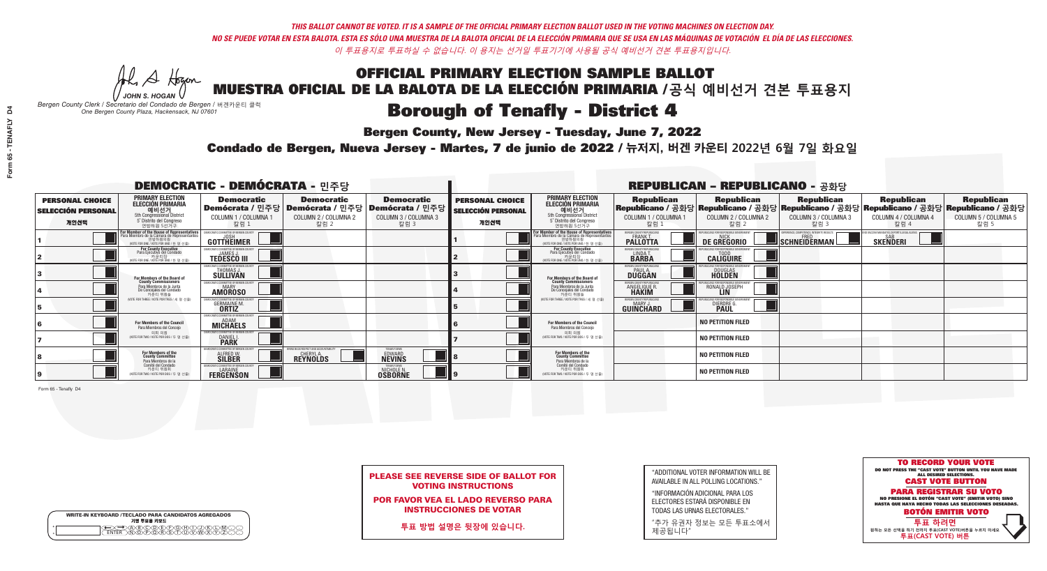*THIS BALLOT CANNOT BE VOTED. IT IS A SAMPLE OF THE OFFICIAL PRIMARY ELECTION BALLOT USED IN THE VOTING MACHINES ON ELECTION DAY.*
*NO SE PUEDE VOTAR EN ESTA BALOTA. ESTA ES SÓLO UNA MUESTRA DE LA BALOTA OFICIAL DE LA ELECCIÓN PRIMARIA QUE SE USA EN LAS MÁQUINAS DE VOTACIÓN EL DÍA DE LAS ELECCIONES.*
*이 투표용지로 투표하실 수 없습니다. 이 용지는 선거일 투표기기에 사용될 공식 예비선거 견본 투표용지입니다.*

JOHN S. HOGAN
*Bergen County Clerk / Secretario del Condado de Bergen / 버겐카운티 클럭*
*One Bergen County Plaza, Hackensack, NJ 07601*

# OFFICIAL PRIMARY ELECTION SAMPLE BALLOT
# MUESTRA OFICIAL DE LA BALOTA DE LA ELECCIÓN PRIMARIA /공식 예비선거 견본 투표용지

## Borough of Tenafly - District 4

**Bergen County, New Jersey - Tuesday, June 7, 2022**

**Condado de Bergen, Nueva Jersey - Martes, 7 de junio de 2022 / 뉴저지, 버겐 카운티 2022년 6월 7일 화요일**

### DEMOCRATIC - DEMÓCRATA - 민주당

| PERSONAL CHOICE / SELECCIÓN PERSONAL / 개인선택 | PRIMARY ELECTION / ELECCIÓN PRIMARIA / 예비선거 | Democratic / Demócrata / 민주당 COLUMN 1 / COLUMNA 1 / 칼럼 1 | Democratic / Demócrata / 민주당 COLUMN 2 / COLUMNA 2 / 칼럼 2 | Democratic / Demócrata / 민주당 COLUMN 3 / COLUMNA 3 / 칼럼 3 |
|---|---|---|---|---|
| 1 | For Member of the House of Representatives / Para Miembro de la Cámara de Representantes / 연방하원의원 (5th Congressional District / 5° Distrito del Congreso / 연방하원 5선거구) (VOTE FOR ONE / VOTE POR UNO / 한 명 선출) | JOSH GOTTHEIMER | | |
| 2 | For County Executive / Para Ejecutivo del Condado / 카운티장 (VOTE FOR ONE / VOTE POR UNO / 한 명 선출) | JAMES J. TEDESCO III | | |
| 3 | For Members of the Board of County Commissioners / Para Miembros de la Junta De Concejales del Condado / 카운티 위원들 (VOTE FOR THREE / VOTE POR TRES / 세 명 선출) | THOMAS J. SULLIVAN | | |
| 4 | | MARY AMOROSO | | |
| 5 | | GERMAINE M. ORTIZ | | |
| 6 | For Members of the Council / Para Miembros del Concejo / 의회 의원 (VOTE FOR TWO / VOTE POR DOS / 두 명 선출) | ADAM MICHAELS | | |
| 7 | | DANIEL I. PARK | | |
| 8 | For Members of the County Committee / Para Miembros de la Comité del Condado / 카운티 위원회 (VOTE FOR TWO / VOTE POR DOS / 두 명 선출) | ALFRED W. SILBER | CHERYL A. REYNOLDS | EDWARD NEVINS |
| 9 | | LARAINE FERGENSON | | NICHOLE N. OSBORNE |

### REPUBLICAN - REPUBLICANO - 공화당

| PERSONAL CHOICE / SELECCIÓN PERSONAL / 개인선택 | PRIMARY ELECTION / ELECCIÓN PRIMARIA / 예비선거 | Republican / Republicano / 공화당 COLUMN 1 / COLUMNA 1 / 칼럼 1 | Republican / Republicano / 공화당 COLUMN 2 / COLUMNA 2 / 칼럼 2 | Republican / Republicano / 공화당 COLUMN 3 / COLUMNA 3 / 칼럼 3 | Republican / Republicano / 공화당 COLUMN 4 / COLUMNA 4 / 칼럼 4 | Republican / Republicano / 공화당 COLUMN 5 / COLUMNA 5 / 칼럼 5 |
|---|---|---|---|---|---|---|
| 1 | For Member of the House of Representatives / Para Miembro de la Cámara de Representantes / 연방하원의원 (5th Congressional District / 5° Distrito del Congreso / 연방하원 5선거구) (VOTE FOR ONE / VOTE POR UNO / 한 명 선출) | FRANK T. PALLOTTA | NICK DE GREGORIO | FRED SCHNEIDERMAN | SAB SKENDERI | |
| 2 | For County Executive / Para Ejecutivo del Condado / 카운티장 (VOTE FOR ONE / VOTE POR UNO / 한 명 선출) | LINDA T. BARBA | TODD CALIGUIRE | | | |
| 3 | For Members of the Board of County Commissioners / Para Miembros de la Junta De Concejales del Condado / 카운티 위원들 (VOTE FOR THREE / VOTE POR TRES / 세 명 선출) | PAUL A. DUGGAN | DOUGLAS HOLDEN | | | |
| 4 | | ANGELIQUE R. HAKIM | RONALD JOSEPH LIN | | | |
| 5 | | MARY J. GUINCHARD | DIERDRE G. PAUL | | | |
| 6 | For Members of the Council / Para Miembros del Concejo / 의회 의원 (VOTE FOR TWO / VOTE POR DOS / 두 명 선출) | | NO PETITION FILED | | | |
| 7 | | | NO PETITION FILED | | | |
| 8 | For Members of the County Committee / Para Miembros de la Comité del Condado / 카운티 위원회 (VOTE FOR TWO / VOTE POR DOS / 두 명 선출) | | NO PETITION FILED | | | |
| 9 | | | NO PETITION FILED | | | |

Form 65 - Tenafly D4

**PLEASE SEE REVERSE SIDE OF BALLOT FOR VOTING INSTRUCTIONS**

**POR FAVOR VEA EL LADO REVERSO PARA INSTRUCCIONES DE VOTAR**

**투표 방법 설명은 뒷장에 있습니다.**

"ADDITIONAL VOTER INFORMATION WILL BE AVAILABLE IN ALL POLLING LOCATIONS."

"INFORMACIÓN ADICIONAL PARA LOS ELECTORES ESTARÁ DISPONIBLE EN TODAS LAS URNAS ELECTORALES."

"추가 유권자 정보는 모든 투표소에서 제공됩니다"

**TO RECORD YOUR VOTE**
DO NOT PRESS THE "CAST VOTE" BUTTON UNTIL YOU HAVE MADE ALL DESIRED SELECTIONS.
**CAST VOTE BUTTON**

**PARA REGISTRAR SU VOTO**
NO PRESIONE EL BOTÓN "CAST VOTE" (EMITIR VOTO) SINO HASTA QUE HAYA HECHO TODAS LAS SELECCIONES DESEADAS.
**BOTÓN EMITIR VOTO**

**투표 하려면**
원하는 모든 선택을 하기 전까지 투표(CAST VOTE)버튼을 누르지 마세요
**투표(CAST VOTE) 버튼**

WRITE-IN KEYBOARD /TECLADO PARA CANDIDATOS AGREGADOS
기명 투표용 키보드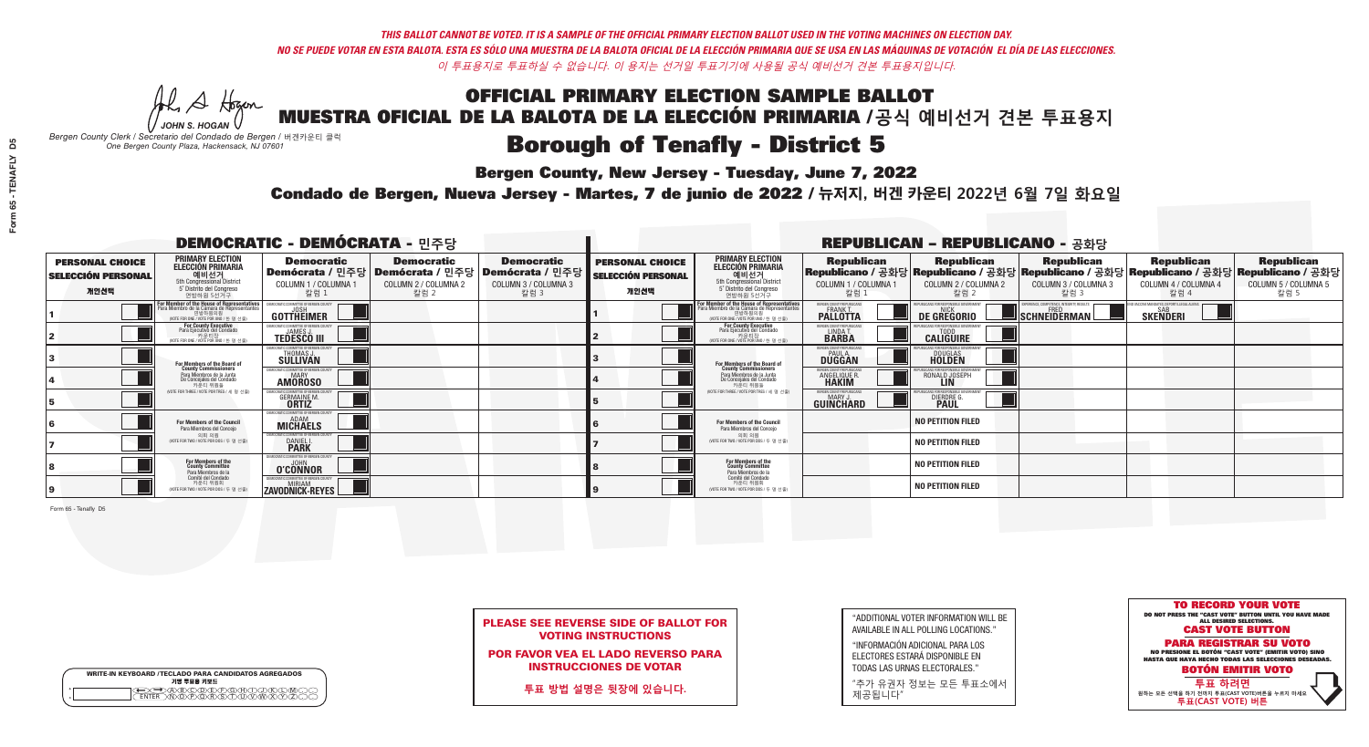*THIS BALLOT CANNOT BE VOTED. IT IS A SAMPLE OF THE OFFICIAL PRIMARY ELECTION BALLOT USED IN THE VOTING MACHINES ON ELECTION DAY.*
*NO SE PUEDE VOTAR EN ESTA BALOTA. ESTA ES SÓLO UNA MUESTRA DE LA BALOTA OFICIAL DE LA ELECCIÓN PRIMARIA QUE SE USA EN LAS MÁQUINAS DE VOTACIÓN EL DÍA DE LAS ELECCIONES.*
*이 투표용지로 투표하실 수 없습니다. 이 용지는 선거일 투표기기에 사용될 공식 예비선거 견본 투표용지입니다.*

JOHN S. HOGAN
*Bergen County Clerk / Secretario del Condado de Bergen / 버겐카운티 클럭*
*One Bergen County Plaza, Hackensack, NJ 07601*

# OFFICIAL PRIMARY ELECTION SAMPLE BALLOT
# MUESTRA OFICIAL DE LA BALOTA DE LA ELECCIÓN PRIMARIA /공식 예비선거 견본 투표용지

## Borough of Tenafly - District 5

**Bergen County, New Jersey - Tuesday, June 7, 2022**

**Condado de Bergen, Nueva Jersey - Martes, 7 de junio de 2022 / 뉴저지, 버겐 카운티 2022년 6월 7일 화요일**

### DEMOCRATIC - DEMÓCRATA - 민주당

| PERSONAL CHOICE / SELECCIÓN PERSONAL / 개인선택 | PRIMARY ELECTION / ELECCIÓN PRIMARIA / 예비선거 (5th Congressional District / 5° Distrito del Congreso / 연방하원 5선거구) | Democratic / Demócrata / 민주당 COLUMN 1 / COLUMNA 1 / 칼럼 1 | Democratic / Demócrata / 민주당 COLUMN 2 / COLUMNA 2 / 칼럼 2 | Democratic / Demócrata / 민주당 COLUMN 3 / COLUMNA 3 / 칼럼 3 |
|---|---|---|---|---|
| 1 | For Member of the House of Representatives / Para Miembro de la Cámara de Representantes / 연방하원의원 (VOTE FOR ONE / VOTE POR UNO / 한 명 선출) | JOSH GOTTHEIMER | | |
| 2 | For County Executive / Para Ejecutivo del Condado / 카운티장 (VOTE FOR ONE / VOTE POR UNO / 한 명 선출) | JAMES J. TEDESCO III | | |
| 3 | For Members of the Board of County Commissioners / Para Miembros de la Junta De Concejales del Condado / 카운티 위원들 (VOTE FOR THREE / VOTE POR TRES / 세 명 선출) | THOMAS J. SULLIVAN | | |
| 4 | | MARY AMOROSO | | |
| 5 | | GERMAINE M. ORTIZ | | |
| 6 | For Members of the Council / Para Miembros del Concejo / 의회 의원 (VOTE FOR TWO / VOTE POR DOS / 두 명 선출) | ADAM MICHAELS | | |
| 7 | | DANIEL I. PARK | | |
| 8 | For Members of the County Committee / Para Miembros de la Comité del Condado / 카운티 위원회 (VOTE FOR TWO / VOTE POR DOS / 두 명 선출) | JOHN O'CONNOR | | |
| 9 | | MIRIAM ZAVODNICK-REYES | | |

### REPUBLICAN - REPUBLICANO - 공화당

| PERSONAL CHOICE / SELECCIÓN PERSONAL / 개인선택 | PRIMARY ELECTION / ELECCIÓN PRIMARIA / 예비선거 (5th Congressional District / 5° Distrito del Congreso / 연방하원 5선거구) | Republican / Republicano / 공화당 COLUMN 1 / COLUMNA 1 / 칼럼 1 | Republican / Republicano / 공화당 COLUMN 2 / COLUMNA 2 / 칼럼 2 | Republican / Republicano / 공화당 COLUMN 3 / COLUMNA 3 / 칼럼 3 | Republican / Republicano / 공화당 COLUMN 4 / COLUMNA 4 / 칼럼 4 | Republican / Republicano / 공화당 COLUMN 5 / COLUMNA 5 / 칼럼 5 |
|---|---|---|---|---|---|---|
| 1 | For Member of the House of Representatives / Para Miembro de la Cámara de Representantes / 연방하원의원 (VOTE FOR ONE / VOTE POR UNO / 한 명 선출) | FRANK T. PALLOTTA | NICK DE GREGORIO | FRED SCHNEIDERMAN | SAB SKENDERI | |
| 2 | For County Executive / Para Ejecutivo del Condado / 카운티장 (VOTE FOR ONE / VOTE POR UNO / 한 명 선출) | LINDA T. BARBA | TODD CALIGUIRE | | | |
| 3 | For Members of the Board of County Commissioners / Para Miembros de la Junta De Concejales del Condado / 카운티 위원들 (VOTE FOR THREE / VOTE POR TRES / 세 명 선출) | PAUL A. DUGGAN | DOUGLAS HOLDEN | | | |
| 4 | | ANGELIQUE R. HAKIM | RONALD JOSEPH LIN | | | |
| 5 | | MARY J. GUINCHARD | DIERDRE G. PAUL | | | |
| 6 | For Members of the Council / Para Miembros del Concejo / 의회 의원 (VOTE FOR TWO / VOTE POR DOS / 두 명 선출) | | NO PETITION FILED | | | |
| 7 | | | NO PETITION FILED | | | |
| 8 | For Members of the County Committee / Para Miembros de la Comité del Condado / 카운티 위원회 (VOTE FOR TWO / VOTE POR DOS / 두 명 선출) | | NO PETITION FILED | | | |
| 9 | | | NO PETITION FILED | | | |

Form 65 - Tenafly D5

**PLEASE SEE REVERSE SIDE OF BALLOT FOR VOTING INSTRUCTIONS**

**POR FAVOR VEA EL LADO REVERSO PARA INSTRUCCIONES DE VOTAR**

**투표 방법 설명은 뒷장에 있습니다.**

"ADDITIONAL VOTER INFORMATION WILL BE AVAILABLE IN ALL POLLING LOCATIONS."

"INFORMACIÓN ADICIONAL PARA LOS ELECTORES ESTARÁ DISPONIBLE EN TODAS LAS URNAS ELECTORALES."

"추가 유권자 정보는 모든 투표소에서 제공됩니다"

WRITE-IN KEYBOARD /TECLADO PARA CANDIDATOS AGREGADOS
기명 투표용 키보드

**TO RECORD YOUR VOTE**
DO NOT PRESS THE "CAST VOTE" BUTTON UNTIL YOU HAVE MADE ALL DESIRED SELECTIONS.
**CAST VOTE BUTTON**

**PARA REGISTRAR SU VOTO**
NO PRESIONE EL BOTÓN "CAST VOTE" (EMITIR VOTO) SINO HASTA QUE HAYA HECHO TODAS LAS SELECCIONES DESEADAS.
**BOTÓN EMITIR VOTO**

**투표 하려면**
원하는 모든 선택을 하기 전까지 투표(CAST VOTE)버튼을 누르지 마세요
**투표(CAST VOTE) 버튼**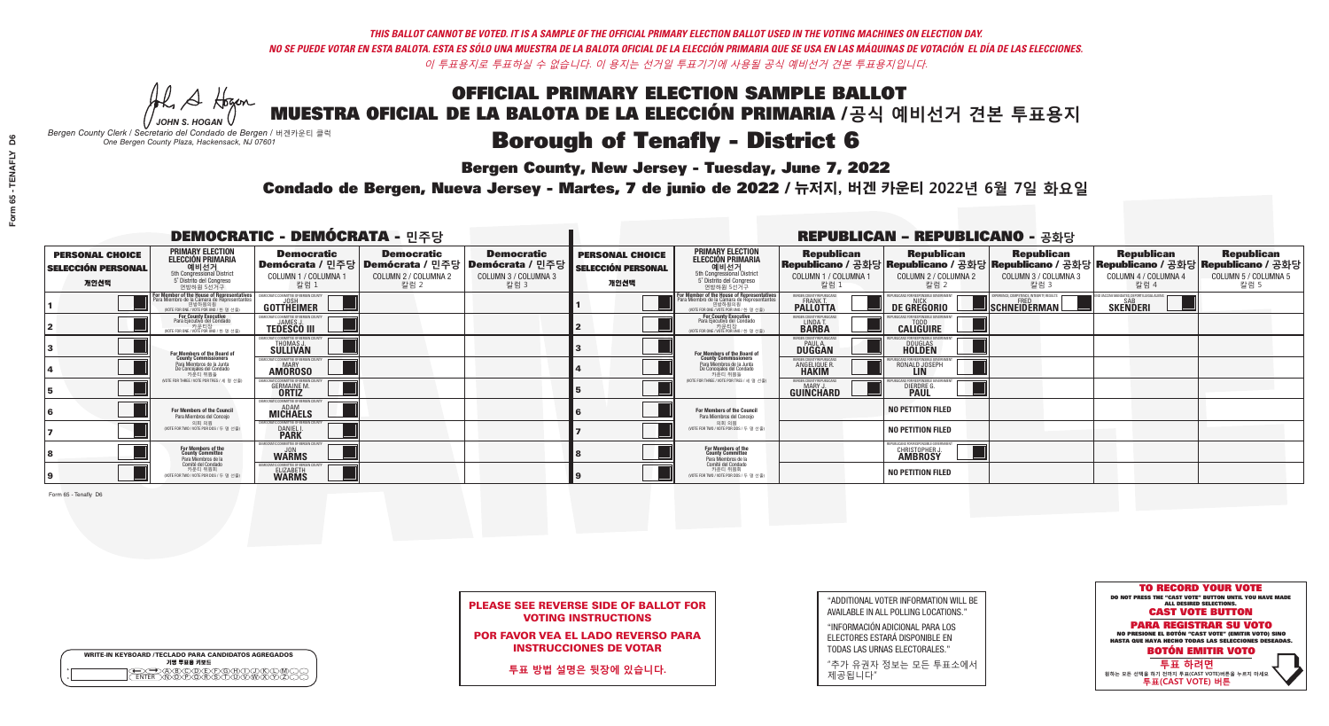*THIS BALLOT CANNOT BE VOTED. IT IS A SAMPLE OF THE OFFICIAL PRIMARY ELECTION BALLOT USED IN THE VOTING MACHINES ON ELECTION DAY.*
*NO SE PUEDE VOTAR EN ESTA BALOTA. ESTA ES SÓLO UNA MUESTRA DE LA BALOTA OFICIAL DE LA ELECCIÓN PRIMARIA QUE SE USA EN LAS MÁQUINAS DE VOTACIÓN EL DÍA DE LAS ELECCIONES.*
*이 투표용지로 투표하실 수 없습니다. 이 용지는 선거일 투표기기에 사용될 공식 예비선거 견본 투표용지입니다.*

JOHN S. HOGAN
*Bergen County Clerk / Secretario del Condado de Bergen / 버겐카운티 클럭*
*One Bergen County Plaza, Hackensack, NJ 07601*

# OFFICIAL PRIMARY ELECTION SAMPLE BALLOT
# MUESTRA OFICIAL DE LA BALOTA DE LA ELECCIÓN PRIMARIA /공식 예비선거 견본 투표용지
# Borough of Tenafly - District 6

**Bergen County, New Jersey - Tuesday, June 7, 2022**

**Condado de Bergen, Nueva Jersey - Martes, 7 de junio de 2022 / 뉴저지, 버겐 카운티 2022년 6월 7일 화요일**

## DEMOCRATIC - DEMÓCRATA - 민주당

| PERSONAL CHOICE / SELECCIÓN PERSONAL / 개인선택 | PRIMARY ELECTION / ELECCIÓN PRIMARIA / 예비선거 | Democratic / Demócrata / 민주당 COLUMN 1 / COLUMNA 1 / 칼럼 1 | Democratic / Demócrata / 민주당 COLUMN 2 / COLUMNA 2 / 칼럼 2 | Democratic / Demócrata / 민주당 COLUMN 3 / COLUMNA 3 / 칼럼 3 |
|---|---|---|---|---|
| 1 | For Member of the House of Representatives / Para Miembro de la Cámara de Representantes / 연방하원의원 (5th Congressional District) (VOTE FOR ONE / VOTE POR UNO / 한 명 선출) | JOSH GOTTHEIMER | | |
| 2 | For County Executive / Para Ejecutivo del Condado / 카운티장 (VOTE FOR ONE / VOTE POR UNO / 한 명 선출) | JAMES J. TEDESCO III | | |
| 3 | For Members of the Board of County Commissioners / Para Miembros de la Junta De Concejales del Condado / 카운티 위원들 (VOTE FOR THREE / VOTE POR TRES / 세 명 선출) | THOMAS J. SULLIVAN | | |
| 4 | | MARY AMOROSO | | |
| 5 | | GERMAINE M. ORTIZ | | |
| 6 | For Members of the Council / Para Miembros del Concejo / 의회 의원 (VOTE FOR TWO / VOTE POR DOS / 두 명 선출) | ADAM MICHAELS | | |
| 7 | | DANIEL I. PARK | | |
| 8 | For Members of the County Committee / Para Miembros de la Comité del Condado / 카운티 위원회 (VOTE FOR TWO / VOTE POR DOS / 두 명 선출) | JON WARMS | | |
| 9 | | ELIZABETH WARMS | | |

## REPUBLICAN - REPUBLICANO - 공화당

| PERSONAL CHOICE / SELECCIÓN PERSONAL / 개인선택 | PRIMARY ELECTION / ELECCIÓN PRIMARIA / 예비선거 | Republican / Republicano / 공화당 COLUMN 1 / COLUMNA 1 / 칼럼 1 | Republican / Republicano / 공화당 COLUMN 2 / COLUMNA 2 / 칼럼 2 | Republican / Republicano / 공화당 COLUMN 3 / COLUMNA 3 / 칼럼 3 | Republican / Republicano / 공화당 COLUMN 4 / COLUMNA 4 / 칼럼 4 | Republican / Republicano / 공화당 COLUMN 5 / COLUMNA 5 / 칼럼 5 |
|---|---|---|---|---|---|---|
| 1 | For Member of the House of Representatives / Para Miembro de la Cámara de Representantes / 연방하원의원 (5th Congressional District) (VOTE FOR ONE / VOTE POR UNO / 한 명 선출) | FRANK T. PALLOTTA | NICK DE GREGORIO | FRED SCHNEIDERMAN | SAB SKENDERI | |
| 2 | For County Executive / Para Ejecutivo del Condado / 카운티장 (VOTE FOR ONE / VOTE POR UNO / 한 명 선출) | LINDA T. BARBA | TODD CALIGUIRE | | | |
| 3 | For Members of the Board of County Commissioners / Para Miembros de la Junta De Concejales del Condado / 카운티 위원들 (VOTE FOR THREE / VOTE POR TRES / 세 명 선출) | PAUL A. DUGGAN | DOUGLAS HOLDEN | | | |
| 4 | | ANGELIQUE R. HAKIM | RONALD JOSEPH LIN | | | |
| 5 | | MARY J. GUINCHARD | DIERDRE G. PAUL | | | |
| 6 | For Members of the Council / Para Miembros del Concejo / 의회 의원 (VOTE FOR TWO / VOTE POR DOS / 두 명 선출) | | NO PETITION FILED | | | |
| 7 | | | NO PETITION FILED | | | |
| 8 | For Members of the County Committee / Para Miembros de la Comité del Condado / 카운티 위원회 (VOTE FOR TWO / VOTE POR DOS / 두 명 선출) | | CHRISTOPHER J. AMBROSY | | | |
| 9 | | | NO PETITION FILED | | | |

Form 65 - Tenafly D6

**PLEASE SEE REVERSE SIDE OF BALLOT FOR VOTING INSTRUCTIONS**

**POR FAVOR VEA EL LADO REVERSO PARA INSTRUCCIONES DE VOTAR**

**투표 방법 설명은 뒷장에 있습니다.**

"ADDITIONAL VOTER INFORMATION WILL BE AVAILABLE IN ALL POLLING LOCATIONS."

"INFORMACIÓN ADICIONAL PARA LOS ELECTORES ESTARÁ DISPONIBLE EN TODAS LAS URNAS ELECTORALES."

"추가 유권자 정보는 모든 투표소에서 제공됩니다"

WRITE-IN KEYBOARD /TECLADO PARA CANDIDATOS AGREGADOS / 기명 투표용 키보드

**TO RECORD YOUR VOTE**
DO NOT PRESS THE "CAST VOTE" BUTTON UNTIL YOU HAVE MADE ALL DESIRED SELECTIONS.
**CAST VOTE BUTTON**

**PARA REGISTRAR SU VOTO**
NO PRESIONE EL BOTÓN "CAST VOTE" (EMITIR VOTO) SINO HASTA QUE HAYA HECHO TODAS LAS SELECCIONES DESEADAS.
**BOTÓN EMITIR VOTO**

**투표 하려면**
원하는 모든 선택을 하기 전까지 투표(CAST VOTE)버튼을 누르지 마세요.
**투표(CAST VOTE) 버튼**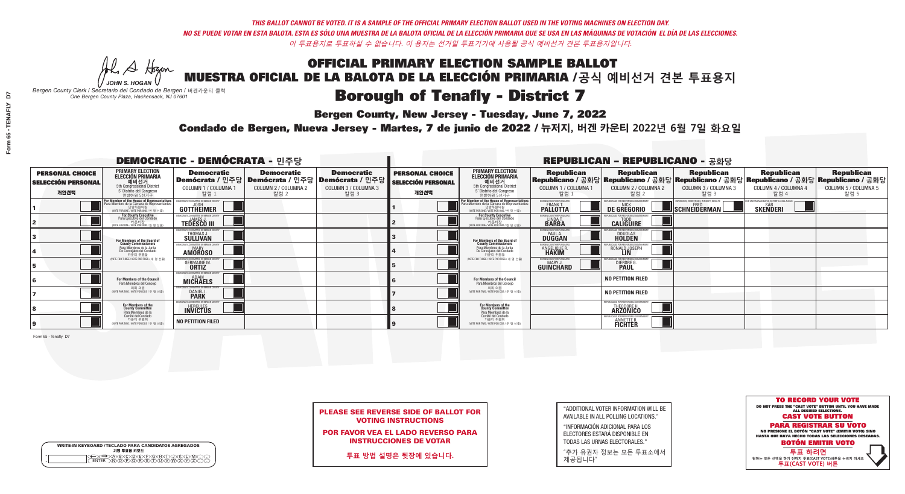*THIS BALLOT CANNOT BE VOTED. IT IS A SAMPLE OF THE OFFICIAL PRIMARY ELECTION BALLOT USED IN THE VOTING MACHINES ON ELECTION DAY.*
*NO SE PUEDE VOTAR EN ESTA BALOTA. ESTA ES SÓLO UNA MUESTRA DE LA BALOTA OFICIAL DE LA ELECCIÓN PRIMARIA QUE SE USA EN LAS MÁQUINAS DE VOTACIÓN EL DÍA DE LAS ELECCIONES.*
*이 투표용지로 투표하실 수 없습니다. 이 용지는 선거일 투표기기에 사용될 공식 예비선거 견본 투표용지입니다.*

JOHN S. HOGAN
*Bergen County Clerk / Secretario del Condado de Bergen / 버겐카운티 클럭*
*One Bergen County Plaza, Hackensack, NJ 07601*

# OFFICIAL PRIMARY ELECTION SAMPLE BALLOT
# MUESTRA OFICIAL DE LA BALOTA DE LA ELECCIÓN PRIMARIA / 공식 예비선거 견본 투표용지

## Borough of Tenafly - District 7

**Bergen County, New Jersey - Tuesday, June 7, 2022**

**Condado de Bergen, Nueva Jersey - Martes, 7 de junio de 2022 / 뉴저지, 버겐 카운티 2022년 6월 7일 화요일**

### DEMOCRATIC - DEMÓCRATA - 민주당

| PERSONAL CHOICE / SELECCIÓN PERSONAL / 개인선택 | PRIMARY ELECTION / ELECCIÓN PRIMARIA / 예비선거 5th Congressional District / 5° Distrito del Congreso / 연방하원 5선거구 | Democratic / Demócrata / 민주당 COLUMN 1 / COLUMNA 1 / 칼럼 1 | Democratic / Demócrata / 민주당 COLUMN 2 / COLUMNA 2 / 칼럼 2 | Democratic / Demócrata / 민주당 COLUMN 3 / COLUMNA 3 / 칼럼 3 |
|---|---|---|---|---|
| 1 | For Member of the House of Representatives / Para Miembro de la Cámara de Representantes / 연방하원의원 (VOTE FOR ONE / VOTE POR UNO / 한 명 선출) | JOSH GOTTHEIMER | | |
| 2 | For County Executive / Para Ejecutivo del Condado / 카운티장 (VOTE FOR ONE / VOTE POR UNO / 한 명 선출) | JAMES J. TEDESCO III | | |
| 3 | For Members of the Board of County Commissioners / Para Miembros de la Junta De Concejales del Condado / 카운티 위원들 (VOTE FOR THREE / VOTE POR TRES / 세 명 선출) | THOMAS J. SULLIVAN | | |
| 4 | | MARY AMOROSO | | |
| 5 | | GERMAINE M. ORTIZ | | |
| 6 | For Members of the Council / Para Miembros del Concejo / 의회 의원 (VOTE FOR TWO / VOTE POR DOS / 두 명 선출) | ADAM MICHAELS | | |
| 7 | | DANIEL I. PARK | | |
| 8 | For Members of the County Committee / Para Miembros de la Comité del Condado / 카운티 위원회 (VOTE FOR TWO / VOTE POR DOS / 두 명 선출) | HERCULES INVICTUS | | |
| 9 | | NO PETITION FILED | | |

### REPUBLICAN - REPUBLICANO - 공화당

| PERSONAL CHOICE / SELECCIÓN PERSONAL / 개인선택 | PRIMARY ELECTION / ELECCIÓN PRIMARIA / 예비선거 5th Congressional District / 5° Distrito del Congreso / 연방하원 5선거구 | Republican / Republicano / 공화당 COLUMN 1 / COLUMNA 1 / 칼럼 1 | Republican / Republicano / 공화당 COLUMN 2 / COLUMNA 2 / 칼럼 2 | Republican / Republicano / 공화당 COLUMN 3 / COLUMNA 3 / 칼럼 3 | Republican / Republicano / 공화당 COLUMN 4 / COLUMNA 4 / 칼럼 4 | Republican / Republicano / 공화당 COLUMN 5 / COLUMNA 5 / 칼럼 5 |
|---|---|---|---|---|---|---|
| 1 | For Member of the House of Representatives / Para Miembro de la Cámara de Representantes / 연방하원의원 (VOTE FOR ONE / VOTE POR UNO / 한 명 선출) | FRANK T. PALLOTTA | NICK DE GREGORIO | FRED SCHNEIDERMAN | SAB SKENDERI | |
| 2 | For County Executive / Para Ejecutivo del Condado / 카운티장 (VOTE FOR ONE / VOTE POR UNO / 한 명 선출) | LINDA T. BARBA | TODD CALIGUIRE | | | |
| 3 | For Members of the Board of County Commissioners / Para Miembros de la Junta De Concejales del Condado / 카운티 위원들 (VOTE FOR THREE / VOTE POR TRES / 세 명 선출) | PAUL A. DUGGAN | DOUGLAS HOLDEN | | | |
| 4 | | ANGELIQUE R. HAKIM | RONALD JOSEPH LIN | | | |
| 5 | | MARY J. GUINCHARD | DIERDRE G. PAUL | | | |
| 6 | For Members of the Council / Para Miembros del Concejo / 의회 의원 (VOTE FOR TWO / VOTE POR DOS / 두 명 선출) | | NO PETITION FILED | | | |
| 7 | | | NO PETITION FILED | | | |
| 8 | For Members of the County Committee / Para Miembros de la Comité del Condado / 카운티 위원회 (VOTE FOR TWO / VOTE POR DOS / 두 명 선출) | | THEODORE H. ARZONICO | | | |
| 9 | | | ANNETTE R. FICHTER | | | |

Form 65 - Tenafly D7

**PLEASE SEE REVERSE SIDE OF BALLOT FOR VOTING INSTRUCTIONS**

**POR FAVOR VEA EL LADO REVERSO PARA INSTRUCCIONES DE VOTAR**

**투표 방법 설명은 뒷장에 있습니다.**

"ADDITIONAL VOTER INFORMATION WILL BE AVAILABLE IN ALL POLLING LOCATIONS."

"INFORMACIÓN ADICIONAL PARA LOS ELECTORES ESTARÁ DISPONIBLE EN TODAS LAS URNAS ELECTORALES."

"추가 유권자 정보는 모든 투표소에서 제공됩니다"

WRITE-IN KEYBOARD / TECLADO PARA CANDIDATOS AGREGADOS / 기명 투표용 키보드

**TO RECORD YOUR VOTE**
DO NOT PRESS THE "CAST VOTE" BUTTON UNTIL YOU HAVE MADE ALL DESIRED SELECTIONS.
**CAST VOTE BUTTON**

**PARA REGISTRAR SU VOTO**
NO PRESIONE EL BOTÓN "CAST VOTE" (EMITIR VOTO) SINO HASTA QUE HAYA HECHO TODAS LAS SELECCIONES DESEADAS.
**BOTÓN EMITIR VOTO**

**투표 하려면**
원하는 모든 선택을 하기 전까지 투표(CAST VOTE)버튼을 누르지 마세요
**투표(CAST VOTE) 버튼**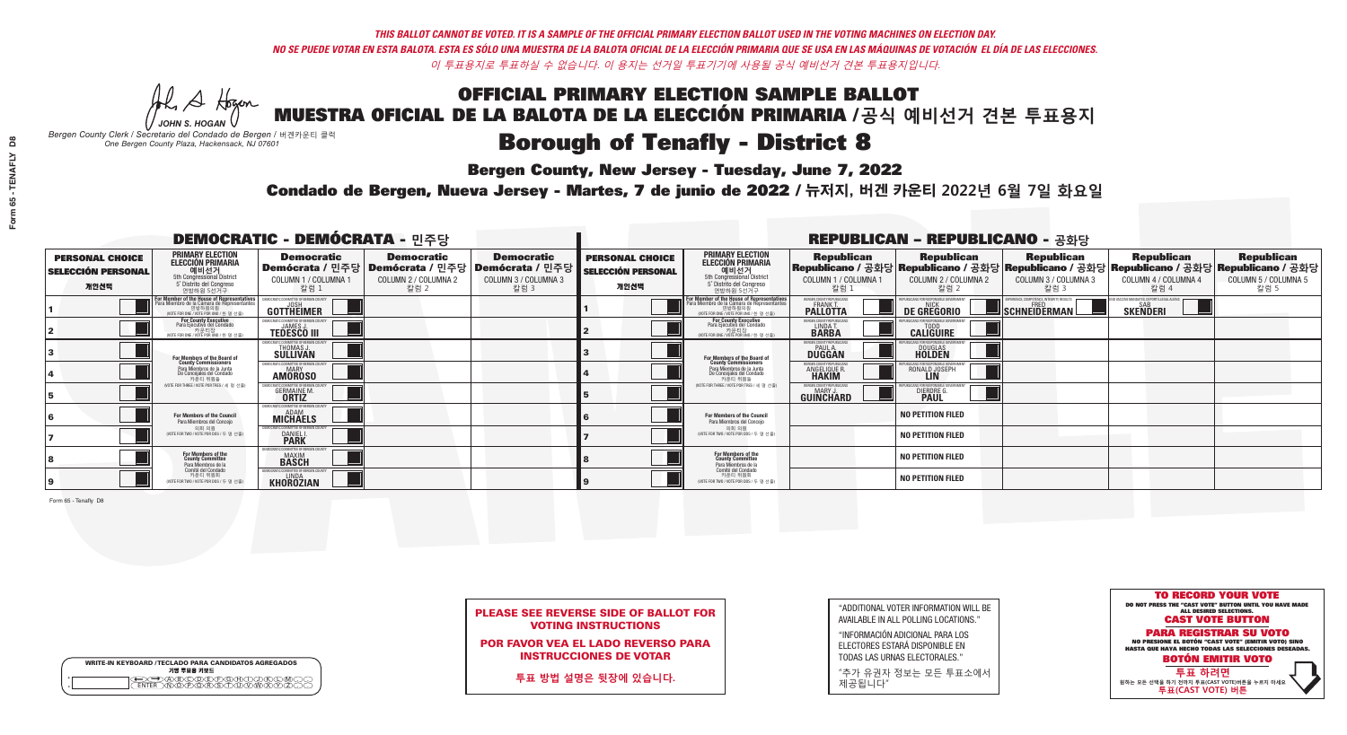*THIS BALLOT CANNOT BE VOTED. IT IS A SAMPLE OF THE OFFICIAL PRIMARY ELECTION BALLOT USED IN THE VOTING MACHINES ON ELECTION DAY.*
*NO SE PUEDE VOTAR EN ESTA BALOTA. ESTA ES SÓLO UNA MUESTRA DE LA BALOTA OFICIAL DE LA ELECCIÓN PRIMARIA QUE SE USA EN LAS MÁQUINAS DE VOTACIÓN EL DÍA DE LAS ELECCIONES.*
*이 투표용지로 투표하실 수 없습니다. 이 용지는 선거일 투표기기에 사용될 공식 예비선거 견본 투표용지입니다.*

JOHN S. HOGAN
*Bergen County Clerk / Secretario del Condado de Bergen / 버겐카운티 클럭*
*One Bergen County Plaza, Hackensack, NJ 07601*

# OFFICIAL PRIMARY ELECTION SAMPLE BALLOT
# MUESTRA OFICIAL DE LA BALOTA DE LA ELECCIÓN PRIMARIA /공식 예비선거 견본 투표용지
# Borough of Tenafly - District 8

**Bergen County, New Jersey - Tuesday, June 7, 2022**

**Condado de Bergen, Nueva Jersey - Martes, 7 de junio de 2022 / 뉴저지, 버겐 카운티 2022년 6월 7일 화요일**

## DEMOCRATIC - DEMÓCRATA - 민주당

| PERSONAL CHOICE / SELECCIÓN PERSONAL / 개인선택 | PRIMARY ELECTION / ELECCIÓN PRIMARIA / 예비선거 (5th Congressional District / 5° Distrito del Congreso / 연방하원 5선거구) | Democratic / Demócrata / 민주당 COLUMN 1 / COLUMNA 1 / 칼럼 1 | Democratic / Demócrata / 민주당 COLUMN 2 / COLUMNA 2 / 칼럼 2 | Democratic / Demócrata / 민주당 COLUMN 3 / COLUMNA 3 / 칼럼 3 |
|---|---|---|---|---|
| 1 | For Member of the House of Representatives / Para Miembro de la Cámara de Representantes / 연방하원의원 (VOTE FOR ONE / VOTE POR UNO / 한 명 선출) | JOSH GOTTHEIMER | | |
| 2 | For County Executive / Para Ejecutivo del Condado / 카운티장 (VOTE FOR ONE / VOTE POR UNO / 한 명 선출) | JAMES J. TEDESCO III | | |
| 3 | For Members of the Board of County Commissioners / Para Miembros de la Junta De Concejales del Condado / 카운티 위원들 (VOTE FOR THREE / VOTE POR TRES / 세 명 선출) | THOMAS J. SULLIVAN | | |
| 4 | | MARY AMOROSO | | |
| 5 | | GERMAINE M. ORTIZ | | |
| 6 | For Members of the Council / Para Miembros del Concejo / 의회 의원 (VOTE FOR TWO / VOTE POR DOS / 두 명 선출) | ADAM MICHAELS | | |
| 7 | | DANIEL I. PARK | | |
| 8 | For Members of the County Committee / Para Miembros de la Comité del Condado / 카운티 위원회 (VOTE FOR TWO / VOTE POR DOS / 두 명 선출) | MAXIM BASCH | | |
| 9 | | LINDA KHOROZIAN | | |

## REPUBLICAN - REPUBLICANO - 공화당

| PERSONAL CHOICE / SELECCIÓN PERSONAL / 개인선택 | PRIMARY ELECTION / ELECCIÓN PRIMARIA / 예비선거 (5th Congressional District / 5° Distrito del Congreso / 연방하원 5선거구) | Republican / Republicano / 공화당 COLUMN 1 / COLUMNA 1 / 칼럼 1 | Republican / Republicano / 공화당 COLUMN 2 / COLUMNA 2 / 칼럼 2 | Republican / Republicano / 공화당 COLUMN 3 / COLUMNA 3 / 칼럼 3 | Republican / Republicano / 공화당 COLUMN 4 / COLUMNA 4 / 칼럼 4 | Republican / Republicano / 공화당 COLUMN 5 / COLUMNA 5 / 칼럼 5 |
|---|---|---|---|---|---|---|
| 1 | For Member of the House of Representatives / Para Miembro de la Cámara de Representantes / 연방하원의원 (VOTE FOR ONE / VOTE POR UNO / 한 명 선출) | FRANK T. PALLOTTA | NICK DE GREGORIO | FRED SCHNEIDERMAN | SAB SKENDERI | |
| 2 | For County Executive / Para Ejecutivo del Condado / 카운티장 (VOTE FOR ONE / VOTE POR UNO / 한 명 선출) | LINDA T. BARBA | TODD CALIGUIRE | | | |
| 3 | For Members of the Board of County Commissioners / Para Miembros de la Junta De Concejales del Condado / 카운티 위원들 (VOTE FOR THREE / VOTE POR TRES / 세 명 선출) | PAUL A. DUGGAN | DOUGLAS HOLDEN | | | |
| 4 | | ANGELIQUE R. HAKIM | RONALD JOSEPH LIN | | | |
| 5 | | MARY J. GUINCHARD | DIERDRE G. PAUL | | | |
| 6 | For Members of the Council / Para Miembros del Concejo / 의회 의원 (VOTE FOR TWO / VOTE POR DOS / 두 명 선출) | | NO PETITION FILED | | | |
| 7 | | | NO PETITION FILED | | | |
| 8 | For Members of the County Committee / Para Miembros de la Comité del Condado / 카운티 위원회 (VOTE FOR TWO / VOTE POR DOS / 두 명 선출) | | NO PETITION FILED | | | |
| 9 | | | NO PETITION FILED | | | |

Form 65 - Tenafly D8

**PLEASE SEE REVERSE SIDE OF BALLOT FOR VOTING INSTRUCTIONS**

**POR FAVOR VEA EL LADO REVERSO PARA INSTRUCCIONES DE VOTAR**

**투표 방법 설명은 뒷장에 있습니다.**

"ADDITIONAL VOTER INFORMATION WILL BE AVAILABLE IN ALL POLLING LOCATIONS."

"INFORMACIÓN ADICIONAL PARA LOS ELECTORES ESTARÁ DISPONIBLE EN TODAS LAS URNAS ELECTORALES."

"추가 유권자 정보는 모든 투표소에서 제공됩니다"

WRITE-IN KEYBOARD /TECLADO PARA CANDIDATOS AGREGADOS
기명 투표용 키보드

**TO RECORD YOUR VOTE**
DO NOT PRESS THE "CAST VOTE" BUTTON UNTIL YOU HAVE MADE ALL DESIRED SELECTIONS.
**CAST VOTE BUTTON**

**PARA REGISTRAR SU VOTO**
NO PRESIONE EL BOTÓN "CAST VOTE" (EMITIR VOTO) SINO HASTA QUE HAYA HECHO TODAS LAS SELECCIONES DESEADAS.
**BOTÓN EMITIR VOTO**

**투표 하려면**
원하는 모든 선택을 하기 전까지 투표(CAST VOTE)버튼을 누르지 마세요.
**투표(CAST VOTE) 버튼**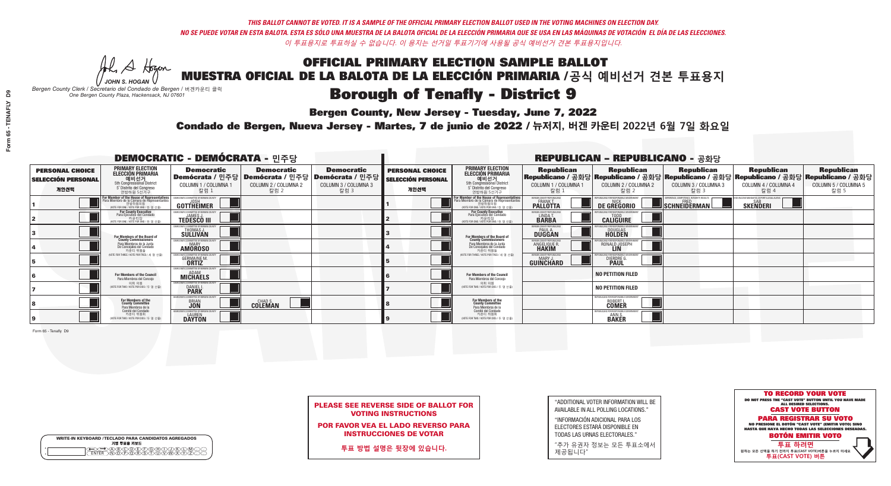*THIS BALLOT CANNOT BE VOTED. IT IS A SAMPLE OF THE OFFICIAL PRIMARY ELECTION BALLOT USED IN THE VOTING MACHINES ON ELECTION DAY.*
*NO SE PUEDE VOTAR EN ESTA BALOTA. ESTA ES SÓLO UNA MUESTRA DE LA BALOTA OFICIAL DE LA ELECCIÓN PRIMARIA QUE SE USA EN LAS MÁQUINAS DE VOTACIÓN EL DÍA DE LAS ELECCIONES.*
*이 투표용지로 투표하실 수 없습니다. 이 용지는 선거일 투표기기에 사용될 공식 예비선거 견본 투표용지입니다.*

JOHN S. HOGAN
*Bergen County Clerk / Secretario del Condado de Bergen / 버겐카운티 클럭*
*One Bergen County Plaza, Hackensack, NJ 07601*

# OFFICIAL PRIMARY ELECTION SAMPLE BALLOT
# MUESTRA OFICIAL DE LA BALOTA DE LA ELECCIÓN PRIMARIA /공식 예비선거 견본 투표용지

# Borough of Tenafly - District 9

**Bergen County, New Jersey - Tuesday, June 7, 2022**

**Condado de Bergen, Nueva Jersey - Martes, 7 de junio de 2022 / 뉴저지, 버겐 카운티 2022년 6월 7일 화요일**

## DEMOCRATIC - DEMÓCRATA - 민주당

| PERSONAL CHOICE / SELECCIÓN PERSONAL / 개인선택 | PRIMARY ELECTION / ELECCIÓN PRIMARIA / 예비선거 | Democratic / Demócrata / 민주당 COLUMN 1 / COLUMNA 1 / 칼럼 1 | Democratic / Demócrata / 민주당 COLUMN 2 / COLUMNA 2 / 칼럼 2 | Democratic / Demócrata / 민주당 COLUMN 3 / COLUMNA 3 / 칼럼 3 |
|---|---|---|---|---|
| 1 | For Member of the House of Representatives / Para Miembro de la Cámara de Representantes / 연방하원의원 (5th Congressional District) (VOTE FOR ONE / VOTE POR UNO / 한 명 선출) | JOSH GOTTHEIMER | | |
| 2 | For County Executive / Para Ejecutivo del Condado / 카운티장 (VOTE FOR ONE / VOTE POR UNO / 한 명 선출) | JAMES J. TEDESCO III | | |
| 3 | For Members of the Board of County Commissioners / Para Miembros de la Junta De Concejales del Condado / 카운티 위원들 (VOTE FOR THREE / VOTE POR TRES / 세 명 선출) | THOMAS J. SULLIVAN | | |
| 4 | | MARY AMOROSO | | |
| 5 | | GERMAINE M. ORTIZ | | |
| 6 | For Members of the Council / Para Miembros del Concejo / 의회 의원 (VOTE FOR TWO / VOTE POR DOS / 두 명 선출) | ADAM MICHAELS | | |
| 7 | | DANIEL I. PARK | | |
| 8 | For Members of the County Committee / Para Miembros de la Comité del Condado / 카운티 위원회 (VOTE FOR TWO / VOTE POR DOS / 두 명 선출) | BRIAN JON | CHAD S. COLEMAN | |
| 9 | | LAUREN DAYTON | | |

## REPUBLICAN - REPUBLICANO - 공화당

| PERSONAL CHOICE / SELECCIÓN PERSONAL / 개인선택 | PRIMARY ELECTION / ELECCIÓN PRIMARIA / 예비선거 | Republican / Republicano / 공화당 COLUMN 1 / COLUMNA 1 / 칼럼 1 | Republican / Republicano / 공화당 COLUMN 2 / COLUMNA 2 / 칼럼 2 | Republican / Republicano / 공화당 COLUMN 3 / COLUMNA 3 / 칼럼 3 | Republican / Republicano / 공화당 COLUMN 4 / COLUMNA 4 / 칼럼 4 | Republican / Republicano / 공화당 COLUMN 5 / COLUMNA 5 / 칼럼 5 |
|---|---|---|---|---|---|---|
| 1 | For Member of the House of Representatives / Para Miembro de la Cámara de Representantes / 연방하원의원 (5th Congressional District) (VOTE FOR ONE / VOTE POR UNO / 한 명 선출) | FRANK T. PALLOTTA | NICK DE GREGORIO | FRED SCHNEIDERMAN | SAB SKENDERI | |
| 2 | For County Executive / Para Ejecutivo del Condado / 카운티장 (VOTE FOR ONE / VOTE POR UNO / 한 명 선출) | LINDA T. BARBA | TODD CALIGUIRE | | | |
| 3 | For Members of the Board of County Commissioners / Para Miembros de la Junta De Concejales del Condado / 카운티 위원들 (VOTE FOR THREE / VOTE POR TRES / 세 명 선출) | PAUL A. DUGGAN | DOUGLAS HOLDEN | | | |
| 4 | | ANGELIQUE R. HAKIM | RONALD JOSEPH LIN | | | |
| 5 | | MARY J. GUINCHARD | DIERDRE G. PAUL | | | |
| 6 | For Members of the Council / Para Miembros del Concejo / 의회 의원 (VOTE FOR TWO / VOTE POR DOS / 두 명 선출) | | NO PETITION FILED | | | |
| 7 | | | NO PETITION FILED | | | |
| 8 | For Members of the County Committee / Para Miembros de la Comité del Condado / 카운티 위원회 (VOTE FOR TWO / VOTE POR DOS / 두 명 선출) | | ROBERT L. COMER | | | |
| 9 | | | ANN S. BAKER | | | |

Form 65 - Tenafly D9

**PLEASE SEE REVERSE SIDE OF BALLOT FOR VOTING INSTRUCTIONS**

**POR FAVOR VEA EL LADO REVERSO PARA INSTRUCCIONES DE VOTAR**

**투표 방법 설명은 뒷장에 있습니다.**

"ADDITIONAL VOTER INFORMATION WILL BE AVAILABLE IN ALL POLLING LOCATIONS."

"INFORMACIÓN ADICIONAL PARA LOS ELECTORES ESTARÁ DISPONIBLE EN TODAS LAS URNAS ELECTORALES."

"추가 유권자 정보는 모든 투표소에서 제공됩니다"

**TO RECORD YOUR VOTE**
DO NOT PRESS THE "CAST VOTE" BUTTON UNTIL YOU HAVE MADE ALL DESIRED SELECTIONS.
**CAST VOTE BUTTON**

**PARA REGISTRAR SU VOTO**
NO PRESIONE EL BOTÓN "CAST VOTE" (EMITIR VOTO) SINO HASTA QUE HAYA HECHO TODAS LAS SELECCIONES DESEADAS.
**BOTÓN EMITIR VOTO**

**투표 하려면**
원하는 모든 선택을 하기 전까지 투표(CAST VOTE)버튼을 누르지 마세요.
**투표(CAST VOTE) 버튼**

WRITE-IN KEYBOARD /TECLADO PARA CANDIDATOS AGREGADOS
기명 투표용 키보드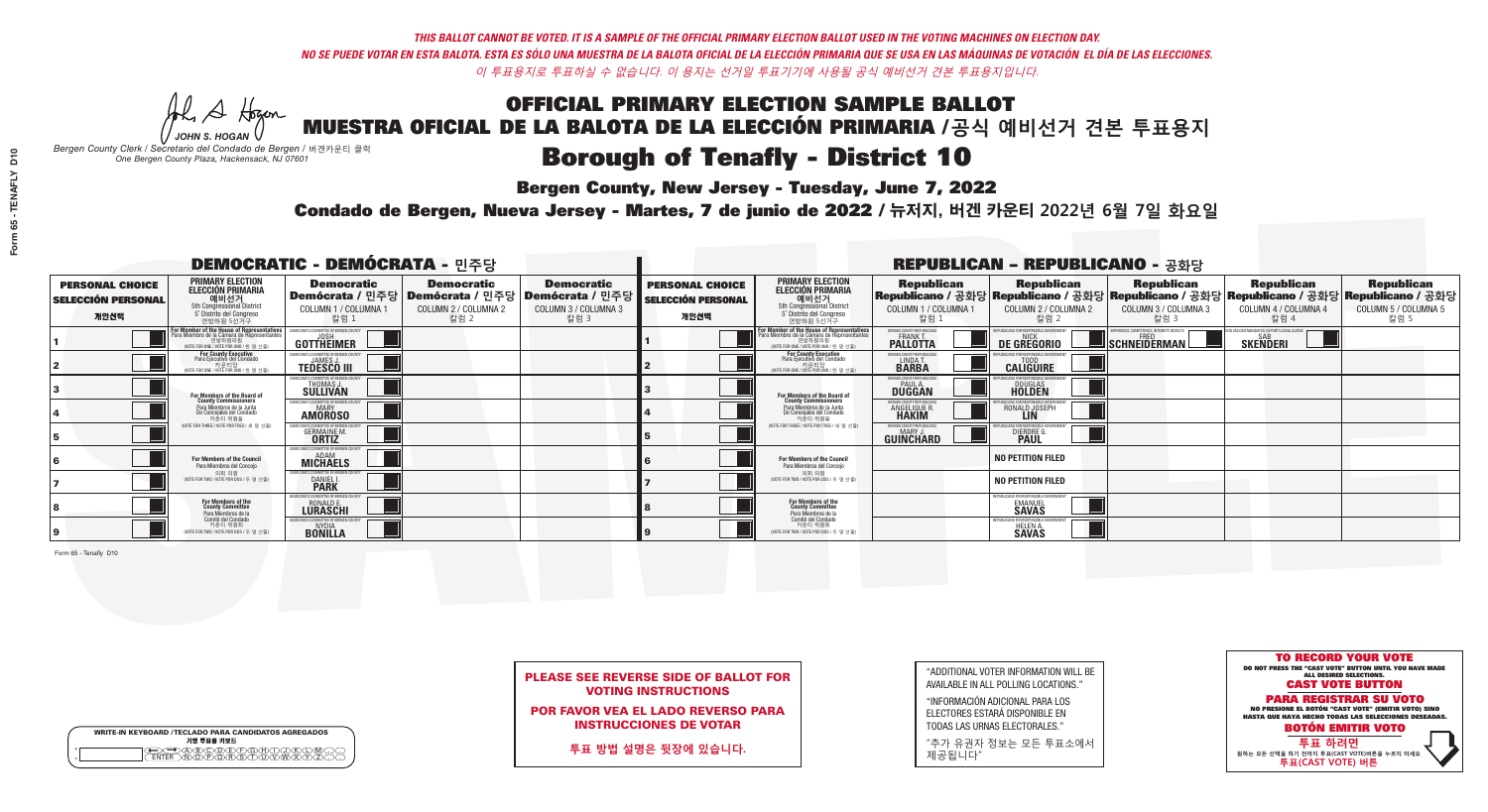*THIS BALLOT CANNOT BE VOTED. IT IS A SAMPLE OF THE OFFICIAL PRIMARY ELECTION BALLOT USED IN THE VOTING MACHINES ON ELECTION DAY.*
*NO SE PUEDE VOTAR EN ESTA BALOTA. ESTA ES SÓLO UNA MUESTRA DE LA BALOTA OFICIAL DE LA ELECCIÓN PRIMARIA QUE SE USA EN LAS MÁQUINAS DE VOTACIÓN EL DÍA DE LAS ELECCIONES.*
*이 투표용지로 투표하실 수 없습니다. 이 용지는 선거일 투표기기에 사용될 공식 예비선거 견본 투표용지입니다.*

JOHN S. HOGAN
*Bergen County Clerk / Secretario del Condado de Bergen / 버겐카운티 클럭*
*One Bergen County Plaza, Hackensack, NJ 07601*

# OFFICIAL PRIMARY ELECTION SAMPLE BALLOT
# MUESTRA OFICIAL DE LA BALOTA DE LA ELECCIÓN PRIMARIA /공식 예비선거 견본 투표용지

## Borough of Tenafly - District 10

**Bergen County, New Jersey - Tuesday, June 7, 2022**

**Condado de Bergen, Nueva Jersey - Martes, 7 de junio de 2022 / 뉴저지, 버겐 카운티 2022년 6월 7일 화요일**

### DEMOCRATIC - DEMÓCRATA - 민주당

| PERSONAL CHOICE / SELECCIÓN PERSONAL / 개인선택 | PRIMARY ELECTION / ELECCIÓN PRIMARIA / 예비선거 (5th Congressional District / 5° Distrito del Congreso / 연방하원 5선거구) | Democratic / Demócrata / 민주당 COLUMN 1 / COLUMNA 1 / 칼럼 1 | Democratic / Demócrata / 민주당 COLUMN 2 / COLUMNA 2 / 칼럼 2 | Democratic / Demócrata / 민주당 COLUMN 3 / COLUMNA 3 / 칼럼 3 |
|---|---|---|---|---|
| 1 | For Member of the House of Representatives / Para Miembro de la Cámara de Representantes / 연방하원의원 (VOTE FOR ONE / VOTE POR UNO / 한 명 선출) | JOSH GOTTHEIMER | | |
| 2 | For County Executive / Para Ejecutivo del Condado / 카운티장 (VOTE FOR ONE / VOTE POR UNO / 한 명 선출) | JAMES J. TEDESCO III | | |
| 3 | For Members of the Board of County Commissioners / Para Miembros de la Junta De Concejales del Condado / 카운티 위원들 (VOTE FOR THREE / VOTE POR TRES / 세 명 선출) | THOMAS J. SULLIVAN | | |
| 4 | | MARY AMOROSO | | |
| 5 | | GERMAINE M. ORTIZ | | |
| 6 | For Members of the Council / Para Miembros del Concejo / 의회 의원 (VOTE FOR TWO / VOTE POR DOS / 두 명 선출) | ADAM MICHAELS | | |
| 7 | | DANIEL I. PARK | | |
| 8 | For Members of the County Committee / Para Miembros de la Comité del Condado / 카운티 위원회 (VOTE FOR TWO / VOTE POR DOS / 두 명 선출) | RONALD E. LURASCHI | | |
| 9 | | NYDIA BONILLA | | |

### REPUBLICAN - REPUBLICANO - 공화당

| PERSONAL CHOICE / SELECCIÓN PERSONAL / 개인선택 | PRIMARY ELECTION / ELECCIÓN PRIMARIA / 예비선거 (5th Congressional District / 5° Distrito del Congreso / 연방하원 5선거구) | Republican / Republicano / 공화당 COLUMN 1 / COLUMNA 1 / 칼럼 1 | Republican / Republicano / 공화당 COLUMN 2 / COLUMNA 2 / 칼럼 2 | Republican / Republicano / 공화당 COLUMN 3 / COLUMNA 3 / 칼럼 3 | Republican / Republicano / 공화당 COLUMN 4 / COLUMNA 4 / 칼럼 4 | Republican / Republicano / 공화당 COLUMN 5 / COLUMNA 5 / 칼럼 5 |
|---|---|---|---|---|---|---|
| 1 | For Member of the House of Representatives / Para Miembro de la Cámara de Representantes / 연방하원의원 (VOTE FOR ONE / VOTE POR UNO / 한 명 선출) | FRANK T. PALLOTTA | NICK DE GREGORIO | FRED SCHNEIDERMAN | SAB SKENDERI | |
| 2 | For County Executive / Para Ejecutivo del Condado / 카운티장 (VOTE FOR ONE / VOTE POR UNO / 한 명 선출) | LINDA T. BARBA | TODD CALIGUIRE | | | |
| 3 | For Members of the Board of County Commissioners / Para Miembros de la Junta De Concejales del Condado / 카운티 위원들 (VOTE FOR THREE / VOTE POR TRES / 세 명 선출) | PAUL A. DUGGAN | DOUGLAS HOLDEN | | | |
| 4 | | ANGELIQUE R. HAKIM | RONALD JOSEPH LIN | | | |
| 5 | | MARY J. GUINCHARD | DIERDRE G. PAUL | | | |
| 6 | For Members of the Council / Para Miembros del Concejo / 의회 의원 (VOTE FOR TWO / VOTE POR DOS / 두 명 선출) | | NO PETITION FILED | | | |
| 7 | | | NO PETITION FILED | | | |
| 8 | For Members of the County Committee / Para Miembros de la Comité del Condado / 카운티 위원회 (VOTE FOR TWO / VOTE POR DOS / 두 명 선출) | | EMANUEL SAVAS | | | |
| 9 | | | HELEN A. SAVAS | | | |

Form 65 - Tenafly D10

**PLEASE SEE REVERSE SIDE OF BALLOT FOR VOTING INSTRUCTIONS**

**POR FAVOR VEA EL LADO REVERSO PARA INSTRUCCIONES DE VOTAR**

**투표 방법 설명은 뒷장에 있습니다.**

"ADDITIONAL VOTER INFORMATION WILL BE AVAILABLE IN ALL POLLING LOCATIONS."

"INFORMACIÓN ADICIONAL PARA LOS ELECTORES ESTARÁ DISPONIBLE EN TODAS LAS URNAS ELECTORALES."

"추가 유권자 정보는 모든 투표소에서 제공됩니다"

**TO RECORD YOUR VOTE**
DO NOT PRESS THE "CAST VOTE" BUTTON UNTIL YOU HAVE MADE ALL DESIRED SELECTIONS.
**CAST VOTE BUTTON**

**PARA REGISTRAR SU VOTO**
NO PRESIONE EL BOTÓN "CAST VOTE" (EMITIR VOTO) SINO HASTA QUE HAYA HECHO TODAS LAS SELECCIONES DESEADAS.
**BOTÓN EMITIR VOTO**

**투표 하려면**
원하는 모든 선택을 하기 전까지 투표(CAST VOTE)버튼을 누르지 마세요
**투표(CAST VOTE) 버튼**

WRITE-IN KEYBOARD /TECLADO PARA CANDIDATOS AGREGADOS
기명 투표용 키보드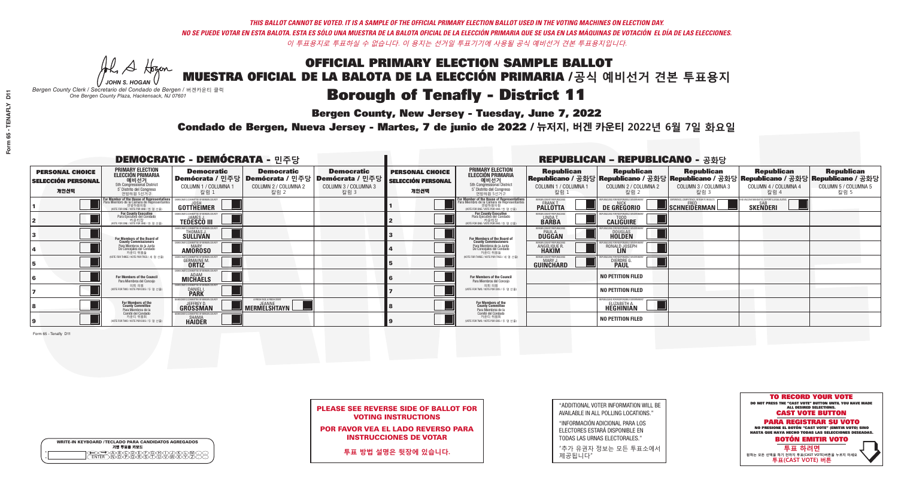*THIS BALLOT CANNOT BE VOTED. IT IS A SAMPLE OF THE OFFICIAL PRIMARY ELECTION BALLOT USED IN THE VOTING MACHINES ON ELECTION DAY.*
*NO SE PUEDE VOTAR EN ESTA BALOTA. ESTA ES SÓLO UNA MUESTRA DE LA BALOTA OFICIAL DE LA ELECCIÓN PRIMARIA QUE SE USA EN LAS MÁQUINAS DE VOTACIÓN EL DÍA DE LAS ELECCIONES.*
*이 투표용지로 투표하실 수 없습니다. 이 용지는 선거일 투표기기에 사용될 공식 예비선거 견본 투표용지입니다.*

JOHN S. HOGAN
*Bergen County Clerk / Secretario del Condado de Bergen / 버겐카운티 클럭*
*One Bergen County Plaza, Hackensack, NJ 07601*

# OFFICIAL PRIMARY ELECTION SAMPLE BALLOT
# MUESTRA OFICIAL DE LA BALOTA DE LA ELECCIÓN PRIMARIA / 공식 예비선거 견본 투표용지

## Borough of Tenafly - District 11

**Bergen County, New Jersey - Tuesday, June 7, 2022**

**Condado de Bergen, Nueva Jersey - Martes, 7 de junio de 2022 / 뉴저지, 버겐 카운티 2022년 6월 7일 화요일**

### DEMOCRATIC - DEMÓCRATA - 민주당

| PERSONAL CHOICE / SELECCIÓN PERSONAL / 개인선택 | PRIMARY ELECTION / ELECCIÓN PRIMARIA / 예비선거 / 5th Congressional District / 5° Distrito del Congreso / 연방하원 5선거구 | Democratic / Demócrata / 민주당 COLUMN 1 / COLUMNA 1 / 칼럼 1 | Democratic / Demócrata / 민주당 COLUMN 2 / COLUMNA 2 / 칼럼 2 | Democratic / Demócrata / 민주당 COLUMN 3 / COLUMNA 3 / 칼럼 3 |
|---|---|---|---|---|
| 1 | For Member of the House of Representatives / Para Miembro de la Cámara de Representantes / 연방하원의원 (VOTE FOR ONE / VOTE POR UNO / 한 명 선출) | JOSH GOTTHEIMER | | |
| 2 | For County Executive / Para Ejecutivo del Condado / 카운티장 (VOTE FOR ONE / VOTE POR UNO / 한 명 선출) | JAMES J. TEDESCO III | | |
| 3 | For Members of the Board of County Commissioners / Para Miembros de la Junta De Concejales del Condado / 카운티 위원들 (VOTE FOR THREE / VOTE POR TRES / 세 명 선출) | THOMAS J. SULLIVAN | | |
| 4 | | MARY AMOROSO | | |
| 5 | | GERMAINE M. ORTIZ | | |
| 6 | For Members of the Council / Para Miembros del Concejo / 의회 의원 (VOTE FOR TWO / VOTE POR DOS / 두 명 선출) | ADAM MICHAELS | | |
| 7 | | DANIEL I. PARK | | |
| 8 | For Members of the County Committee / Para Miembros de la Comité del Condado / 카운티 위원회 (VOTE FOR TWO / VOTE POR DOS / 두 명 선출) | JEFFREY D. GROSSMAN | JEANNE MERMELSHTAYN | |
| 9 | | SHAMA HAIDER | | |

### REPUBLICAN - REPUBLICANO - 공화당

| PERSONAL CHOICE / SELECCIÓN PERSONAL / 개인선택 | PRIMARY ELECTION / ELECCIÓN PRIMARIA / 예비선거 / 5th Congressional District / 5° Distrito del Congreso / 연방하원 5선거구 | Republican / Republicano / 공화당 COLUMN 1 / COLUMNA 1 / 칼럼 1 | Republican / Republicano / 공화당 COLUMN 2 / COLUMNA 2 / 칼럼 2 | Republican / Republicano / 공화당 COLUMN 3 / COLUMNA 3 / 칼럼 3 | Republican / Republicano / 공화당 COLUMN 4 / COLUMNA 4 / 칼럼 4 | Republican / Republicano / 공화당 COLUMN 5 / COLUMNA 5 / 칼럼 5 |
|---|---|---|---|---|---|---|
| 1 | For Member of the House of Representatives / Para Miembro de la Cámara de Representantes / 연방하원의원 (VOTE FOR ONE / VOTE POR UNO / 한 명 선출) | FRANK T. PALLOTTA | NICK DE GREGORIO | FRED SCHNEIDERMAN | SAB SKENDERI | |
| 2 | For County Executive / Para Ejecutivo del Condado / 카운티장 (VOTE FOR ONE / VOTE POR UNO / 한 명 선출) | LINDA T. BARBA | TODD CALIGUIRE | | | |
| 3 | For Members of the Board of County Commissioners / Para Miembros de la Junta De Concejales del Condado / 카운티 위원들 (VOTE FOR THREE / VOTE POR TRES / 세 명 선출) | PAUL A. DUGGAN | DOUGLAS HOLDEN | | | |
| 4 | | ANGELIQUE R. HAKIM | RONALD JOSEPH LIN | | | |
| 5 | | MARY J. GUINCHARD | DIERDRE G. PAUL | | | |
| 6 | For Members of the Council / Para Miembros del Concejo / 의회 의원 (VOTE FOR TWO / VOTE POR DOS / 두 명 선출) | | NO PETITION FILED | | | |
| 7 | | | NO PETITION FILED | | | |
| 8 | For Members of the County Committee / Para Miembros de la Comité del Condado / 카운티 위원회 (VOTE FOR TWO / VOTE POR DOS / 두 명 선출) | | ELIZABETH A. HEGHINIAN | | | |
| 9 | | | NO PETITION FILED | | | |

Form 65 - Tenafly D11

**PLEASE SEE REVERSE SIDE OF BALLOT FOR VOTING INSTRUCTIONS**

**POR FAVOR VEA EL LADO REVERSO PARA INSTRUCCIONES DE VOTAR**

**투표 방법 설명은 뒷장에 있습니다.**

"ADDITIONAL VOTER INFORMATION WILL BE AVAILABLE IN ALL POLLING LOCATIONS."

"INFORMACIÓN ADICIONAL PARA LOS ELECTORES ESTARÁ DISPONIBLE EN TODAS LAS URNAS ELECTORALES."

"추가 유권자 정보는 모든 투표소에서 제공됩니다"

**TO RECORD YOUR VOTE**
DO NOT PRESS THE "CAST VOTE" BUTTON UNTIL YOU HAVE MADE ALL DESIRED SELECTIONS.
**CAST VOTE BUTTON**

**PARA REGISTRAR SU VOTO**
NO PRESIONE EL BOTÓN "CAST VOTE" (EMITIR VOTO) SINO HASTA QUE HAYA HECHO TODAS LAS SELECCIONES DESEADAS.
**BOTÓN EMITIR VOTO**

**투표 하려면**
원하는 모든 선택을 하기 전까지 투표(CAST VOTE)버튼을 누르지 마세요.
**투표(CAST VOTE) 버튼**

WRITE-IN KEYBOARD /TECLADO PARA CANDIDATOS AGREGADOS
기명 투표용 키보드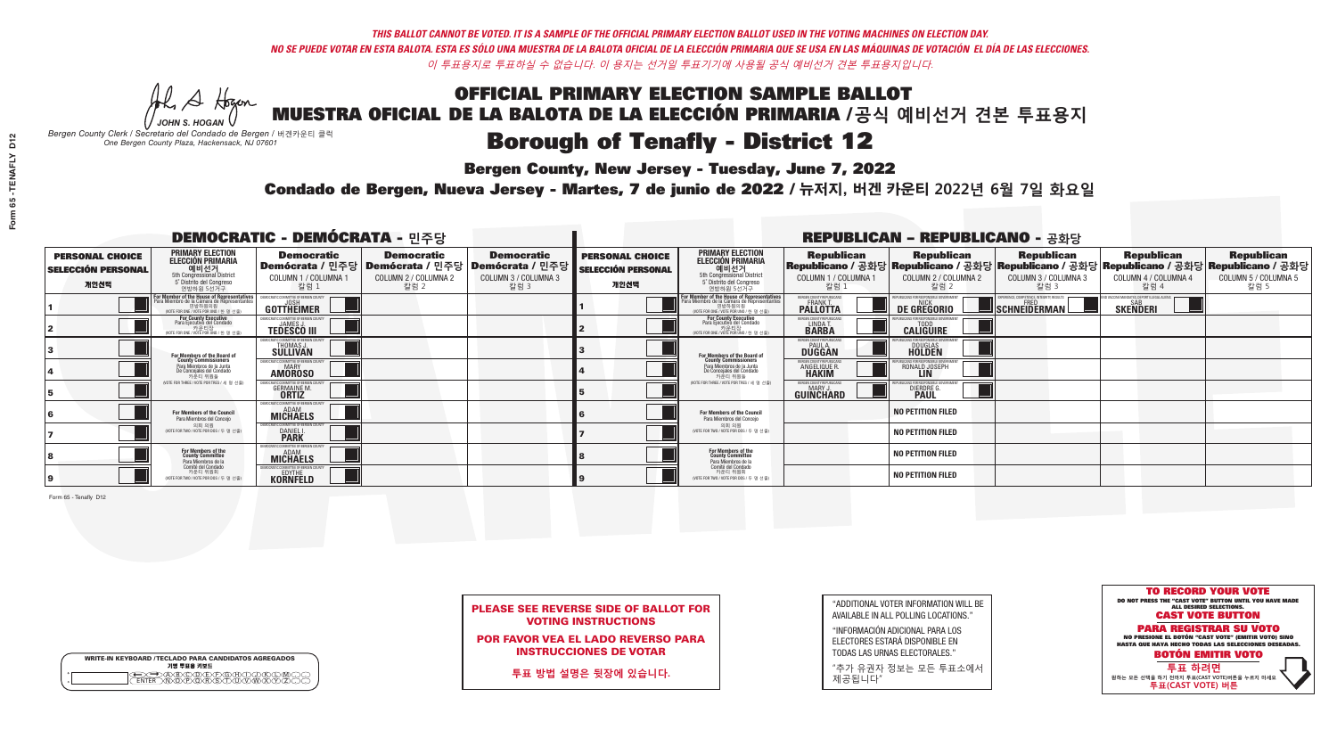*THIS BALLOT CANNOT BE VOTED. IT IS A SAMPLE OF THE OFFICIAL PRIMARY ELECTION BALLOT USED IN THE VOTING MACHINES ON ELECTION DAY.*
*NO SE PUEDE VOTAR EN ESTA BALOTA. ESTA ES SÓLO UNA MUESTRA DE LA BALOTA OFICIAL DE LA ELECCIÓN PRIMARIA QUE SE USA EN LAS MÁQUINAS DE VOTACIÓN EL DÍA DE LAS ELECCIONES.*
*이 투표용지로 투표하실 수 없습니다. 이 용지는 선거일 투표기기에 사용될 공식 예비선거 견본 투표용지입니다.*

JOHN S. HOGAN
*Bergen County Clerk / Secretario del Condado de Bergen / 버겐카운티 클럭*
*One Bergen County Plaza, Hackensack, NJ 07601*

# OFFICIAL PRIMARY ELECTION SAMPLE BALLOT
# MUESTRA OFICIAL DE LA BALOTA DE LA ELECCIÓN PRIMARIA /공식 예비선거 견본 투표용지

## Borough of Tenafly - District 12

**Bergen County, New Jersey - Tuesday, June 7, 2022**

**Condado de Bergen, Nueva Jersey - Martes, 7 de junio de 2022 / 뉴저지, 버겐 카운티 2022년 6월 7일 화요일**

### DEMOCRATIC - DEMÓCRATA - 민주당

| PERSONAL CHOICE / SELECCIÓN PERSONAL / 개인선택 | PRIMARY ELECTION / ELECCIÓN PRIMARIA / 예비선거 (5th Congressional District / 5° Distrito del Congreso / 연방하원 5선거구) | Democratic / Demócrata / 민주당 COLUMN 1 / COLUMNA 1 / 칼럼 1 | Democratic / Demócrata / 민주당 COLUMN 2 / COLUMNA 2 / 칼럼 2 | Democratic / Demócrata / 민주당 COLUMN 3 / COLUMNA 3 / 칼럼 3 |
|---|---|---|---|---|
| 1 | For Member of the House of Representatives / Para Miembro de la Cámara de Representantes / 연방하원의원 (VOTE FOR ONE / VOTE POR UNO / 한 명 선출) | JOSH GOTTHEIMER | | |
| 2 | For County Executive / Para Ejecutivo del Condado / 카운티장 (VOTE FOR ONE / VOTE POR UNO / 한 명 선출) | JAMES J. TEDESCO III | | |
| 3 | For Members of the Board of County Commissioners / Para Miembros de la Junta De Concejales del Condado / 카운티 위원들 (VOTE FOR THREE / VOTE POR TRES / 세 명 선출) | THOMAS J. SULLIVAN | | |
| 4 | | MARY AMOROSO | | |
| 5 | | GERMAINE M. ORTIZ | | |
| 6 | For Members of the Council / Para Miembros del Concejo / 의회 의원 (VOTE FOR TWO / VOTE POR DOS / 두 명 선출) | ADAM MICHAELS | | |
| 7 | | DANIEL I. PARK | | |
| 8 | For Members of the County Committee / Para Miembros de la Comité del Condado / 카운티 위원회 (VOTE FOR TWO / VOTE POR DOS / 두 명 선출) | ADAM MICHAELS | | |
| 9 | | EDYTHE KORNFELD | | |

### REPUBLICAN - REPUBLICANO - 공화당

| PERSONAL CHOICE / SELECCIÓN PERSONAL / 개인선택 | PRIMARY ELECTION / ELECCIÓN PRIMARIA / 예비선거 (5th Congressional District / 5° Distrito del Congreso / 연방하원 5선거구) | Republican / Republicano / 공화당 COLUMN 1 / COLUMNA 1 / 칼럼 1 | Republican / Republicano / 공화당 COLUMN 2 / COLUMNA 2 / 칼럼 2 | Republican / Republicano / 공화당 COLUMN 3 / COLUMNA 3 / 칼럼 3 | Republican / Republicano / 공화당 COLUMN 4 / COLUMNA 4 / 칼럼 4 | Republican / Republicano / 공화당 COLUMN 5 / COLUMNA 5 / 칼럼 5 |
|---|---|---|---|---|---|---|
| 1 | For Member of the House of Representatives / Para Miembro de la Cámara de Representantes / 연방하원의원 (VOTE FOR ONE / VOTE POR UNO / 한 명 선출) | FRANK T. PALLOTTA | NICK DE GREGORIO | FRED SCHNEIDERMAN | SAB SKENDERI | |
| 2 | For County Executive / Para Ejecutivo del Condado / 카운티장 (VOTE FOR ONE / VOTE POR UNO / 한 명 선출) | LINDA T. BARBA | TODD CALIGUIRE | | | |
| 3 | For Members of the Board of County Commissioners / Para Miembros de la Junta De Concejales del Condado / 카운티 위원들 (VOTE FOR THREE / VOTE POR TRES / 세 명 선출) | PAUL A. DUGGAN | DOUGLAS HOLDEN | | | |
| 4 | | ANGELIQUE R. HAKIM | RONALD JOSEPH LIN | | | |
| 5 | | MARY J. GUINCHARD | DIERDRE G. PAUL | | | |
| 6 | For Members of the Council / Para Miembros del Concejo / 의회 의원 (VOTE FOR TWO / VOTE POR DOS / 두 명 선출) | | NO PETITION FILED | | | |
| 7 | | | NO PETITION FILED | | | |
| 8 | For Members of the County Committee / Para Miembros de la Comité del Condado / 카운티 위원회 (VOTE FOR TWO / VOTE POR DOS / 두 명 선출) | | NO PETITION FILED | | | |
| 9 | | | NO PETITION FILED | | | |

Form 65 - Tenafly D12

**PLEASE SEE REVERSE SIDE OF BALLOT FOR VOTING INSTRUCTIONS**

**POR FAVOR VEA EL LADO REVERSO PARA INSTRUCCIONES DE VOTAR**

**투표 방법 설명은 뒷장에 있습니다.**

"ADDITIONAL VOTER INFORMATION WILL BE AVAILABLE IN ALL POLLING LOCATIONS."

"INFORMACIÓN ADICIONAL PARA LOS ELECTORES ESTARÁ DISPONIBLE EN TODAS LAS URNAS ELECTORALES."

"추가 유권자 정보는 모든 투표소에서 제공됩니다"

WRITE-IN KEYBOARD /TECLADO PARA CANDIDATOS AGREGADOS
기명 투표용 키보드

**TO RECORD YOUR VOTE**
DO NOT PRESS THE "CAST VOTE" BUTTON UNTIL YOU HAVE MADE ALL DESIRED SELECTIONS.
**CAST VOTE BUTTON**

**PARA REGISTRAR SU VOTO**
NO PRESIONE EL BOTÓN "CAST VOTE" (EMITIR VOTO) SINO HASTA QUE HAYA HECHO TODAS LAS SELECCIONES DESEADAS.
**BOTÓN EMITIR VOTO**

**투표 하려면**
원하는 모든 선택을 하기 전까지 투표(CAST VOTE)버튼을 누르지 마세요
**투표(CAST VOTE) 버튼**